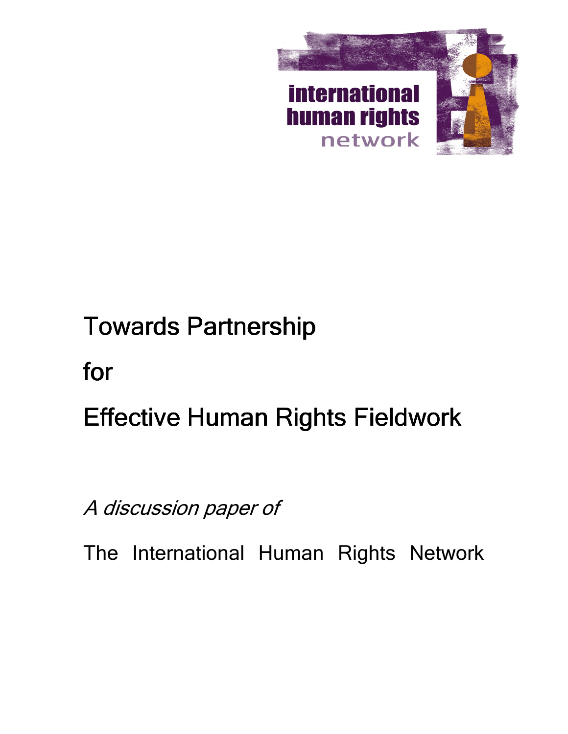international human rights network

# Towards Partnership for Effective Human Rights Fieldwork

*A discussion paper of*

The International Human Rights Network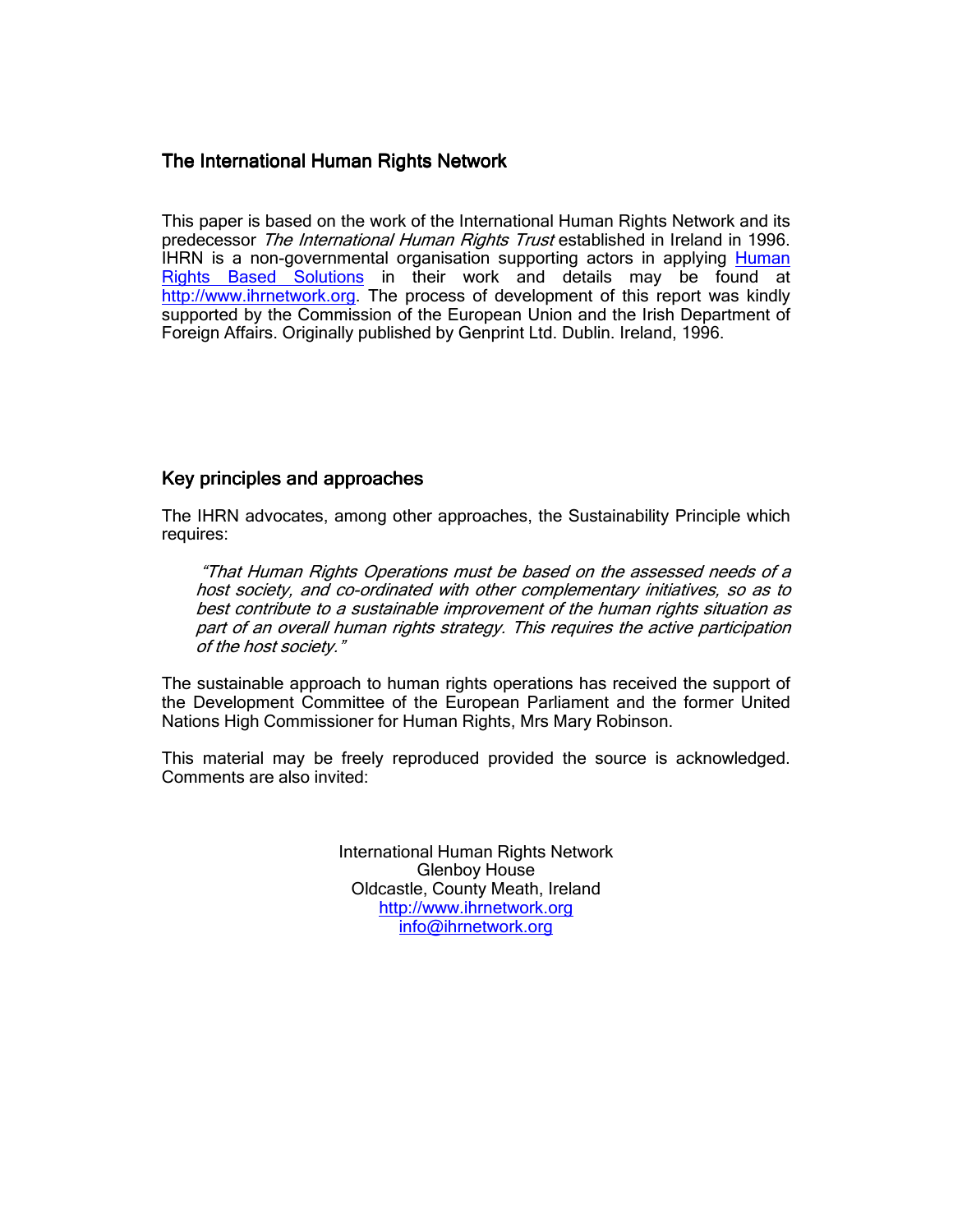## The International Human Rights Network

This paper is based on the work of the International Human Rights Network and its predecessor *The International Human Rights Trust* established in Ireland in 1996. IHRN is a non-governmental organisation supporting actors in applying [Human Rights Based Solutions](http://www.ihrnetwork.org) in their work and details may be found at [http://www.ihrnetwork.org](http://www.ihrnetwork.org). The process of development of this report was kindly supported by the Commission of the European Union and the Irish Department of Foreign Affairs. Originally published by Genprint Ltd. Dublin. Ireland, 1996.

## Key principles and approaches

The IHRN advocates, among other approaches, the Sustainability Principle which requires:

> *"That Human Rights Operations must be based on the assessed needs of a host society, and co-ordinated with other complementary initiatives, so as to best contribute to a sustainable improvement of the human rights situation as part of an overall human rights strategy. This requires the active participation of the host society."*

The sustainable approach to human rights operations has received the support of the Development Committee of the European Parliament and the former United Nations High Commissioner for Human Rights, Mrs Mary Robinson.

This material may be freely reproduced provided the source is acknowledged. Comments are also invited:

International Human Rights Network
Glenboy House
Oldcastle, County Meath, Ireland
[http://www.ihrnetwork.org](http://www.ihrnetwork.org)
[info@ihrnetwork.org](mailto:info@ihrnetwork.org)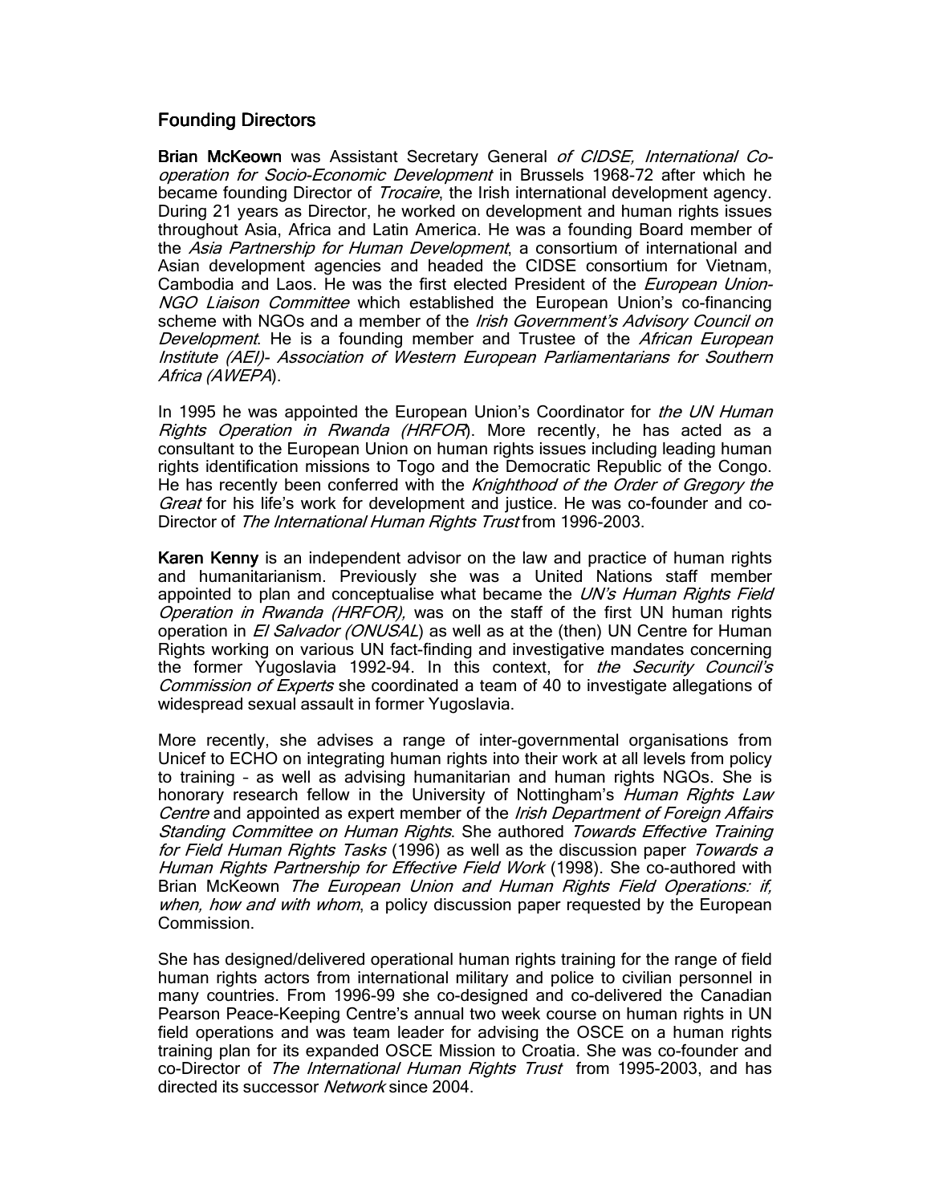## Founding Directors

**Brian McKeown** was Assistant Secretary General *of CIDSE, International Co-operation for Socio-Economic Development* in Brussels 1968-72 after which he became founding Director of *Trocaire*, the Irish international development agency. During 21 years as Director, he worked on development and human rights issues throughout Asia, Africa and Latin America. He was a founding Board member of the *Asia Partnership for Human Development*, a consortium of international and Asian development agencies and headed the CIDSE consortium for Vietnam, Cambodia and Laos. He was the first elected President of the *European Union-NGO Liaison Committee* which established the European Union's co-financing scheme with NGOs and a member of the *Irish Government's Advisory Council on Development*. He is a founding member and Trustee of the *African European Institute (AEI)- Association of Western European Parliamentarians for Southern Africa (AWEPA*).

In 1995 he was appointed the European Union's Coordinator for *the UN Human Rights Operation in Rwanda (HRFOR*). More recently, he has acted as a consultant to the European Union on human rights issues including leading human rights identification missions to Togo and the Democratic Republic of the Congo. He has recently been conferred with the *Knighthood of the Order of Gregory the Great* for his life's work for development and justice. He was co-founder and co-Director of *The International Human Rights Trust* from 1996-2003.

**Karen Kenny** is an independent advisor on the law and practice of human rights and humanitarianism. Previously she was a United Nations staff member appointed to plan and conceptualise what became the *UN's Human Rights Field Operation in Rwanda (HRFOR),* was on the staff of the first UN human rights operation in *El Salvador (ONUSAL*) as well as at the (then) UN Centre for Human Rights working on various UN fact-finding and investigative mandates concerning the former Yugoslavia 1992-94. In this context, for *the Security Council's Commission of Experts* she coordinated a team of 40 to investigate allegations of widespread sexual assault in former Yugoslavia.

More recently, she advises a range of inter-governmental organisations from Unicef to ECHO on integrating human rights into their work at all levels from policy to training – as well as advising humanitarian and human rights NGOs. She is honorary research fellow in the University of Nottingham's *Human Rights Law Centre* and appointed as expert member of the *Irish Department of Foreign Affairs Standing Committee on Human Rights*. She authored *Towards Effective Training for Field Human Rights Tasks* (1996) as well as the discussion paper *Towards a Human Rights Partnership for Effective Field Work* (1998). She co-authored with Brian McKeown *The European Union and Human Rights Field Operations: if, when, how and with whom*, a policy discussion paper requested by the European Commission.

She has designed/delivered operational human rights training for the range of field human rights actors from international military and police to civilian personnel in many countries. From 1996-99 she co-designed and co-delivered the Canadian Pearson Peace-Keeping Centre's annual two week course on human rights in UN field operations and was team leader for advising the OSCE on a human rights training plan for its expanded OSCE Mission to Croatia. She was co-founder and co-Director of *The International Human Rights Trust* from 1995-2003, and has directed its successor *Network* since 2004.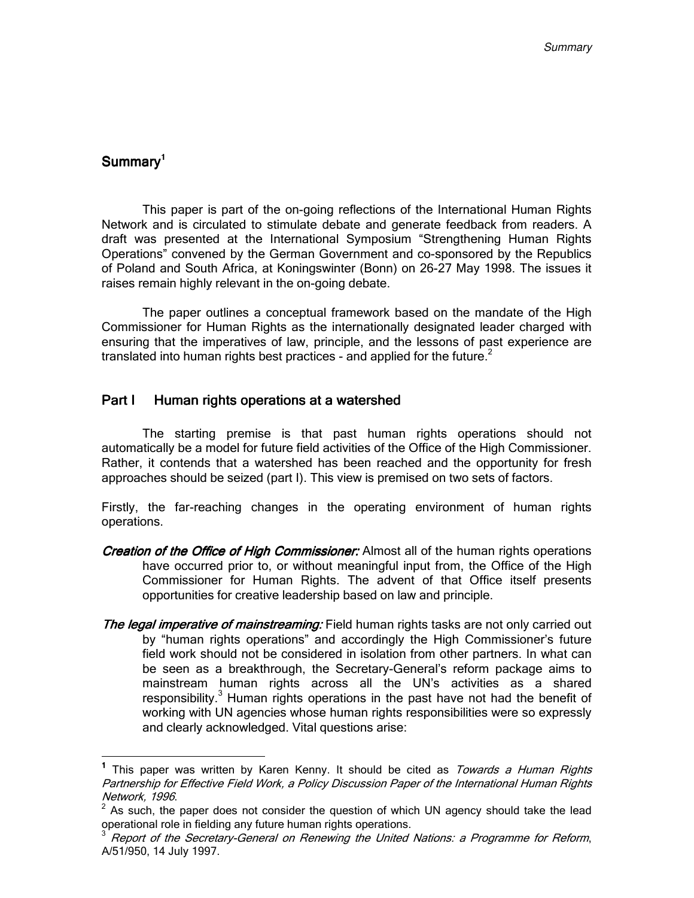## Summary[1]

This paper is part of the on-going reflections of the International Human Rights Network and is circulated to stimulate debate and generate feedback from readers. A draft was presented at the International Symposium "Strengthening Human Rights Operations" convened by the German Government and co-sponsored by the Republics of Poland and South Africa, at Koningswinter (Bonn) on 26-27 May 1998. The issues it raises remain highly relevant in the on-going debate.

The paper outlines a conceptual framework based on the mandate of the High Commissioner for Human Rights as the internationally designated leader charged with ensuring that the imperatives of law, principle, and the lessons of past experience are translated into human rights best practices - and applied for the future.[2]

## Part I Human rights operations at a watershed

The starting premise is that past human rights operations should not automatically be a model for future field activities of the Office of the High Commissioner. Rather, it contends that a watershed has been reached and the opportunity for fresh approaches should be seized (part I). This view is premised on two sets of factors.

Firstly, the far-reaching changes in the operating environment of human rights operations.

***Creation of the Office of High Commissioner:*** Almost all of the human rights operations have occurred prior to, or without meaningful input from, the Office of the High Commissioner for Human Rights. The advent of that Office itself presents opportunities for creative leadership based on law and principle.

***The legal imperative of mainstreaming:*** Field human rights tasks are not only carried out by "human rights operations" and accordingly the High Commissioner's future field work should not be considered in isolation from other partners. In what can be seen as a breakthrough, the Secretary-General's reform package aims to mainstream human rights across all the UN's activities as a shared responsibility.[3] Human rights operations in the past have not had the benefit of working with UN agencies whose human rights responsibilities were so expressly and clearly acknowledged. Vital questions arise:

---

[1] This paper was written by Karen Kenny. It should be cited as *Towards a Human Rights Partnership for Effective Field Work, a Policy Discussion Paper of the International Human Rights Network, 1996*.

[2] As such, the paper does not consider the question of which UN agency should take the lead operational role in fielding any future human rights operations.

[3] *Report of the Secretary-General on Renewing the United Nations: a Programme for Reform*, A/51/950, 14 July 1997.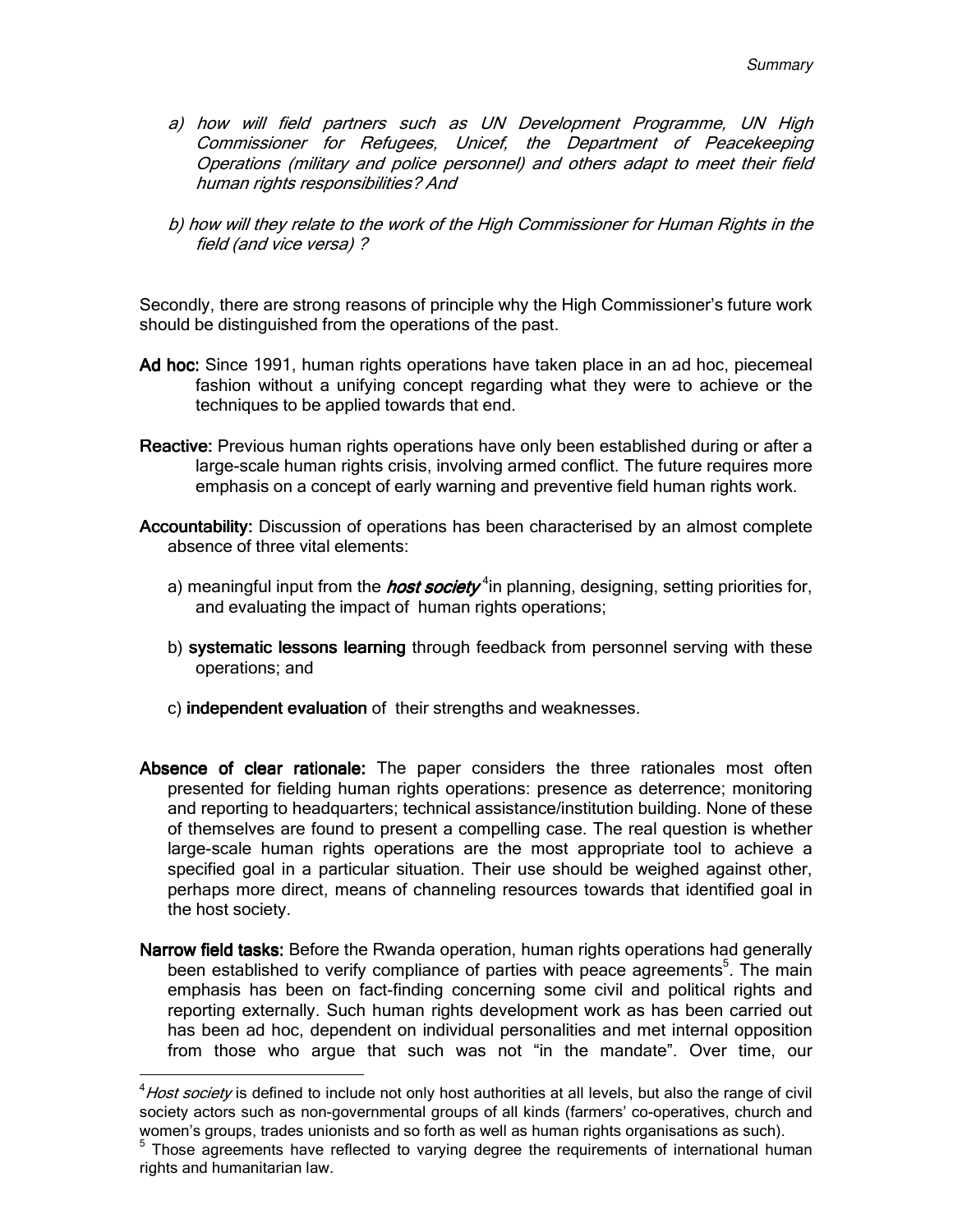*a) how will field partners such as UN Development Programme, UN High Commissioner for Refugees, Unicef, the Department of Peacekeeping Operations (military and police personnel) and others adapt to meet their field human rights responsibilities? And*

*b) how will they relate to the work of the High Commissioner for Human Rights in the field (and vice versa) ?*

Secondly, there are strong reasons of principle why the High Commissioner's future work should be distinguished from the operations of the past.

**Ad hoc:** Since 1991, human rights operations have taken place in an ad hoc, piecemeal fashion without a unifying concept regarding what they were to achieve or the techniques to be applied towards that end.

**Reactive:** Previous human rights operations have only been established during or after a large-scale human rights crisis, involving armed conflict. The future requires more emphasis on a concept of early warning and preventive field human rights work.

**Accountability:** Discussion of operations has been characterised by an almost complete absence of three vital elements:

a) meaningful input from the ***host society***[4] in planning, designing, setting priorities for, and evaluating the impact of human rights operations;

b) **systematic lessons learning** through feedback from personnel serving with these operations; and

c) **independent evaluation** of their strengths and weaknesses.

**Absence of clear rationale:** The paper considers the three rationales most often presented for fielding human rights operations: presence as deterrence; monitoring and reporting to headquarters; technical assistance/institution building. None of these of themselves are found to present a compelling case. The real question is whether large-scale human rights operations are the most appropriate tool to achieve a specified goal in a particular situation. Their use should be weighed against other, perhaps more direct, means of channeling resources towards that identified goal in the host society.

**Narrow field tasks:** Before the Rwanda operation, human rights operations had generally been established to verify compliance of parties with peace agreements[5]. The main emphasis has been on fact-finding concerning some civil and political rights and reporting externally. Such human rights development work as has been carried out has been ad hoc, dependent on individual personalities and met internal opposition from those who argue that such was not "in the mandate". Over time, our

---

[4] *Host society* is defined to include not only host authorities at all levels, but also the range of civil society actors such as non-governmental groups of all kinds (farmers' co-operatives, church and women's groups, trades unionists and so forth as well as human rights organisations as such).

[5] Those agreements have reflected to varying degree the requirements of international human rights and humanitarian law.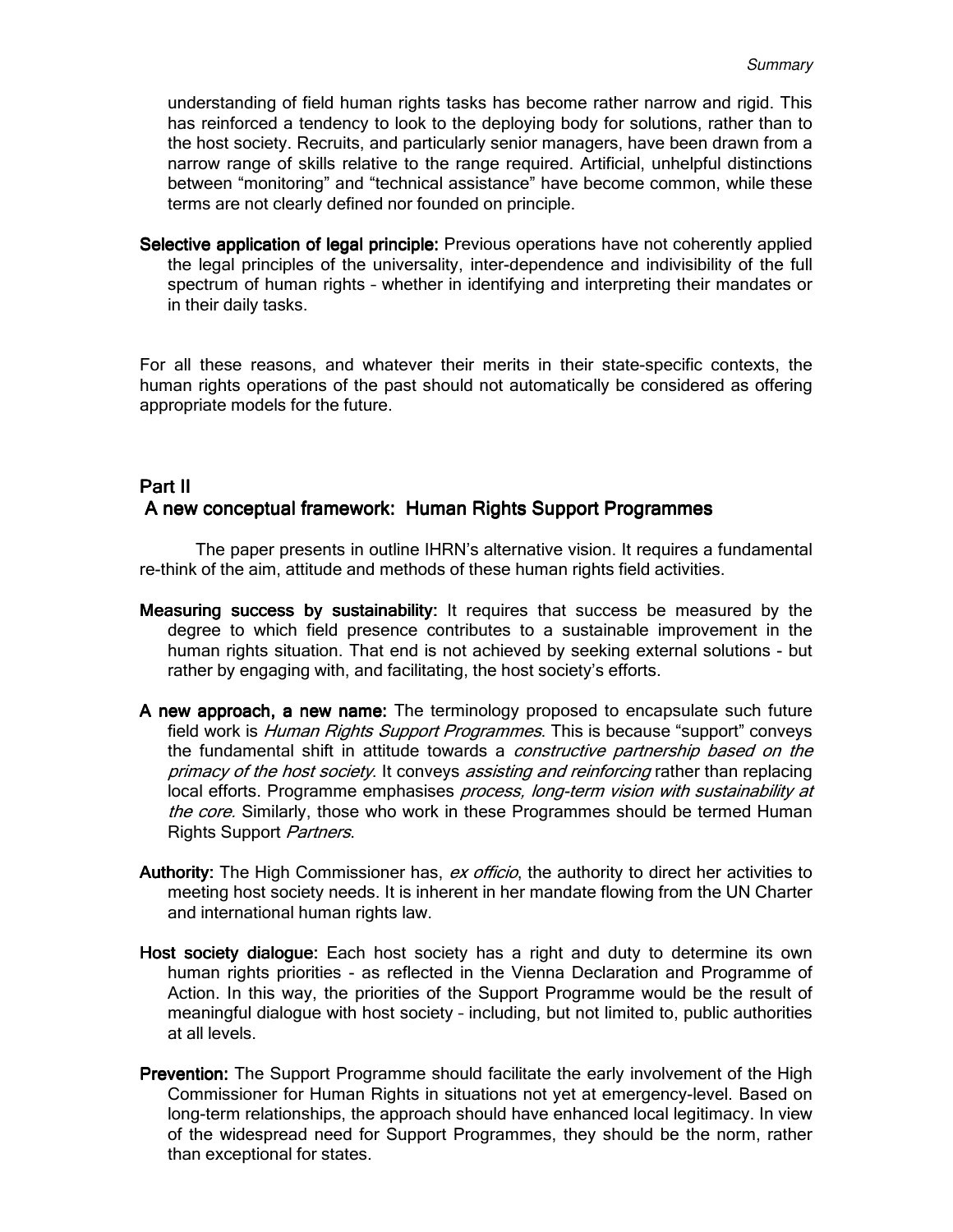understanding of field human rights tasks has become rather narrow and rigid. This has reinforced a tendency to look to the deploying body for solutions, rather than to the host society. Recruits, and particularly senior managers, have been drawn from a narrow range of skills relative to the range required. Artificial, unhelpful distinctions between "monitoring" and "technical assistance" have become common, while these terms are not clearly defined nor founded on principle.

**Selective application of legal principle:** Previous operations have not coherently applied the legal principles of the universality, inter-dependence and indivisibility of the full spectrum of human rights – whether in identifying and interpreting their mandates or in their daily tasks.

For all these reasons, and whatever their merits in their state-specific contexts, the human rights operations of the past should not automatically be considered as offering appropriate models for the future.

## Part II
## A new conceptual framework: Human Rights Support Programmes

The paper presents in outline IHRN's alternative vision. It requires a fundamental re-think of the aim, attitude and methods of these human rights field activities.

**Measuring success by sustainability:** It requires that success be measured by the degree to which field presence contributes to a sustainable improvement in the human rights situation. That end is not achieved by seeking external solutions - but rather by engaging with, and facilitating, the host society's efforts.

**A new approach, a new name:** The terminology proposed to encapsulate such future field work is *Human Rights Support Programmes*. This is because "support" conveys the fundamental shift in attitude towards a *constructive partnership based on the primacy of the host society*. It conveys *assisting and reinforcing* rather than replacing local efforts. Programme emphasises *process, long-term vision with sustainability at the core.* Similarly, those who work in these Programmes should be termed Human Rights Support *Partners*.

**Authority:** The High Commissioner has, *ex officio*, the authority to direct her activities to meeting host society needs. It is inherent in her mandate flowing from the UN Charter and international human rights law.

**Host society dialogue:** Each host society has a right and duty to determine its own human rights priorities - as reflected in the Vienna Declaration and Programme of Action. In this way, the priorities of the Support Programme would be the result of meaningful dialogue with host society – including, but not limited to, public authorities at all levels.

**Prevention:** The Support Programme should facilitate the early involvement of the High Commissioner for Human Rights in situations not yet at emergency-level. Based on long-term relationships, the approach should have enhanced local legitimacy. In view of the widespread need for Support Programmes, they should be the norm, rather than exceptional for states.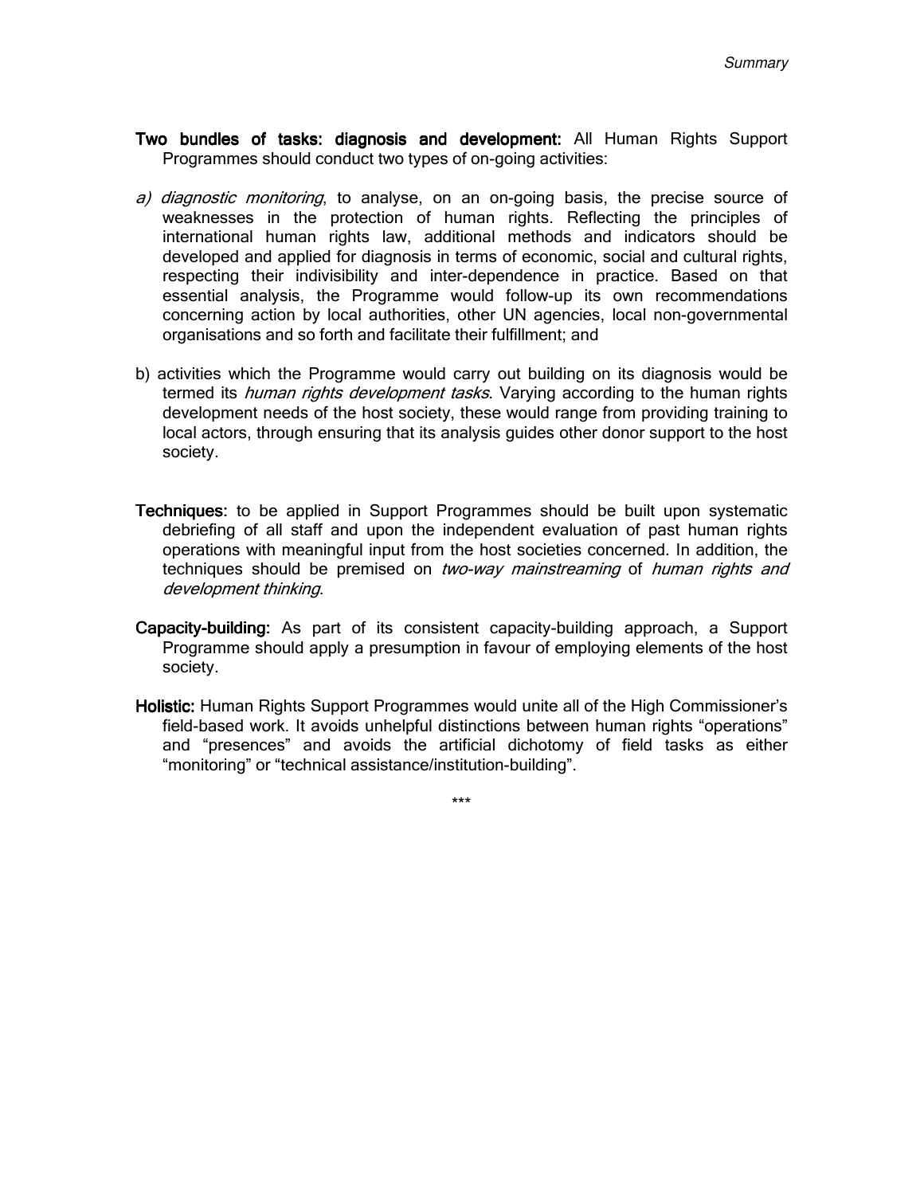**Two bundles of tasks: diagnosis and development:** All Human Rights Support Programmes should conduct two types of on-going activities:

*a) diagnostic monitoring*, to analyse, on an on-going basis, the precise source of weaknesses in the protection of human rights. Reflecting the principles of international human rights law, additional methods and indicators should be developed and applied for diagnosis in terms of economic, social and cultural rights, respecting their indivisibility and inter-dependence in practice. Based on that essential analysis, the Programme would follow-up its own recommendations concerning action by local authorities, other UN agencies, local non-governmental organisations and so forth and facilitate their fulfillment; and

b) activities which the Programme would carry out building on its diagnosis would be termed its *human rights development tasks*. Varying according to the human rights development needs of the host society, these would range from providing training to local actors, through ensuring that its analysis guides other donor support to the host society.

**Techniques:** to be applied in Support Programmes should be built upon systematic debriefing of all staff and upon the independent evaluation of past human rights operations with meaningful input from the host societies concerned. In addition, the techniques should be premised on *two-way mainstreaming* of *human rights and development thinking*.

**Capacity-building:** As part of its consistent capacity-building approach, a Support Programme should apply a presumption in favour of employing elements of the host society.

**Holistic:** Human Rights Support Programmes would unite all of the High Commissioner's field-based work. It avoids unhelpful distinctions between human rights "operations" and "presences" and avoids the artificial dichotomy of field tasks as either "monitoring" or "technical assistance/institution-building".

***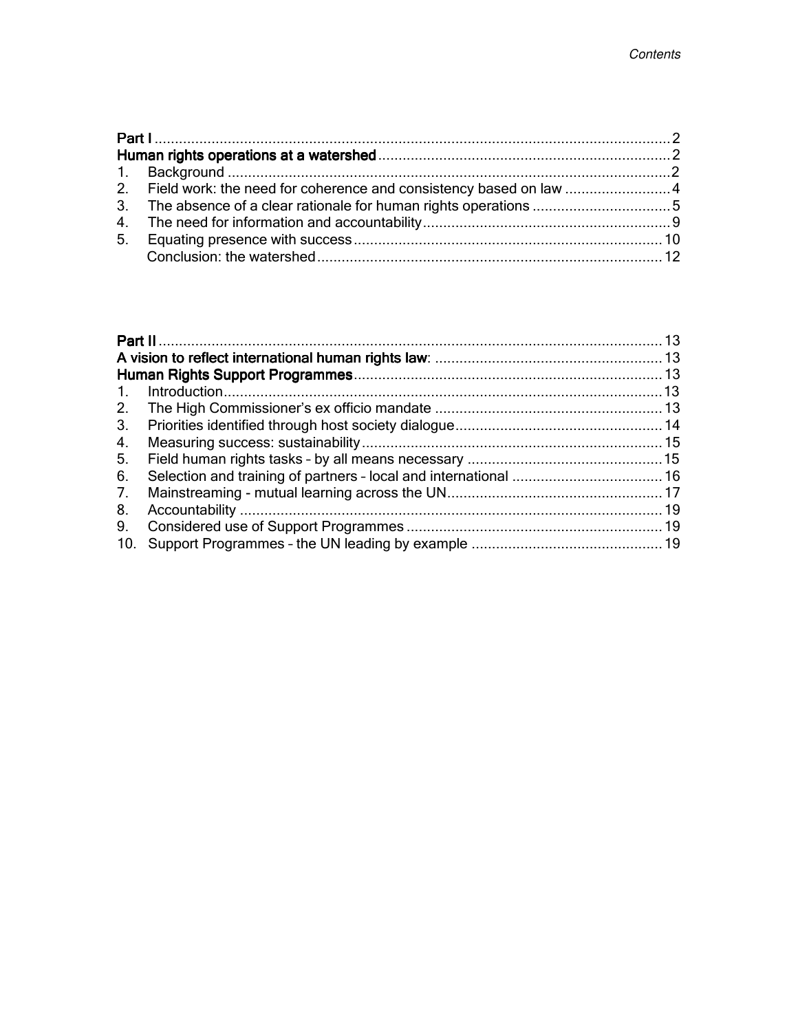*Contents*

**Part I** .......... 2
**Human rights operations at a watershed** .......... 2
1. Background .......... 2
2. Field work: the need for coherence and consistency based on law .......... 4
3. The absence of a clear rationale for human rights operations .......... 5
4. The need for information and accountability .......... 9
5. Equating presence with success .......... 10
   Conclusion: the watershed .......... 12

**Part II** .......... 13
**A vision to reflect international human rights law**: .......... 13
**Human Rights Support Programmes** .......... 13
1. Introduction .......... 13
2. The High Commissioner's ex officio mandate .......... 13
3. Priorities identified through host society dialogue .......... 14
4. Measuring success: sustainability .......... 15
5. Field human rights tasks – by all means necessary .......... 15
6. Selection and training of partners – local and international .......... 16
7. Mainstreaming - mutual learning across the UN .......... 17
8. Accountability .......... 19
9. Considered use of Support Programmes .......... 19
10. Support Programmes – the UN leading by example .......... 19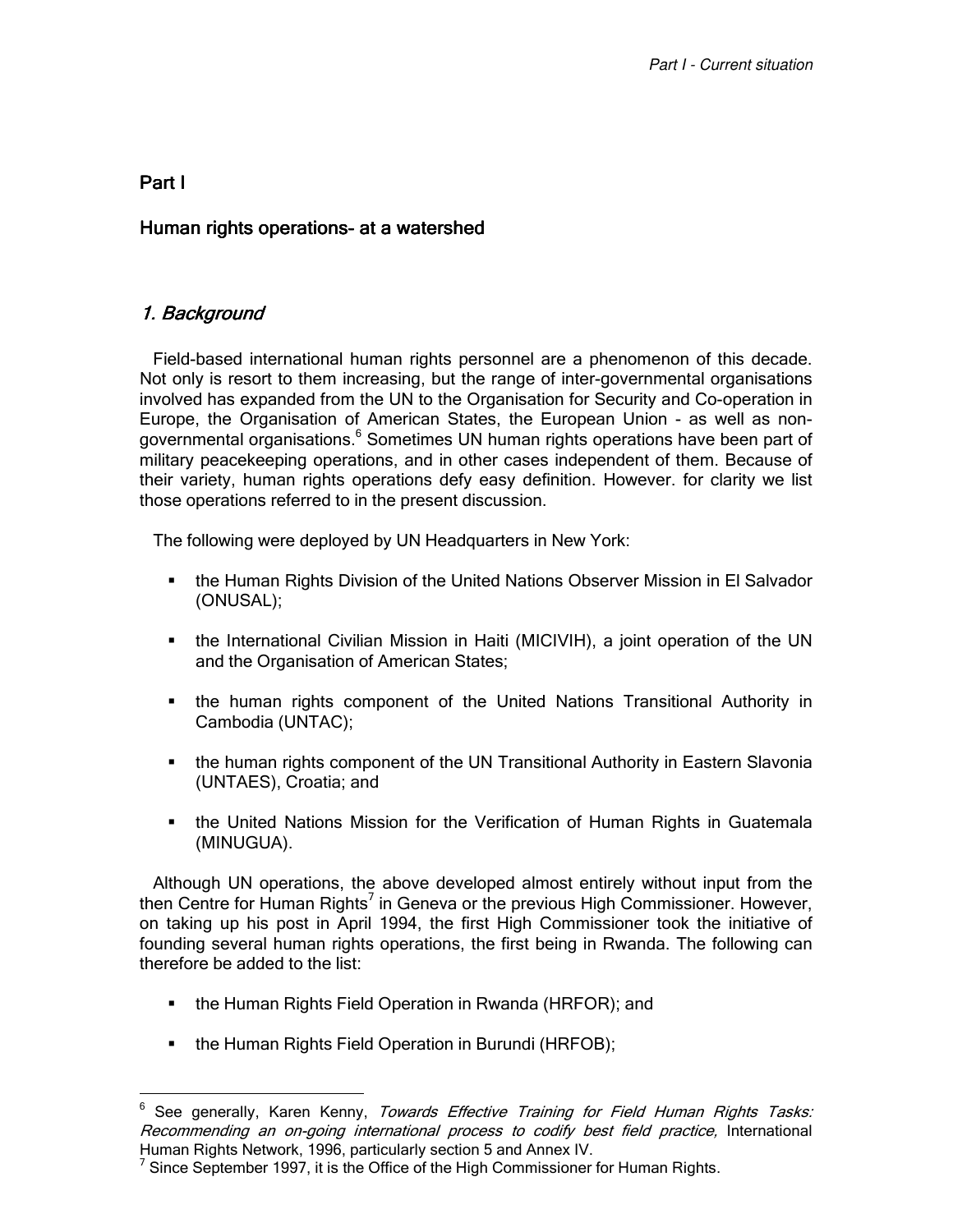## Part I

## Human rights operations- at a watershed

### *1. Background*

Field-based international human rights personnel are a phenomenon of this decade. Not only is resort to them increasing, but the range of inter-governmental organisations involved has expanded from the UN to the Organisation for Security and Co-operation in Europe, the Organisation of American States, the European Union - as well as non-governmental organisations.[6] Sometimes UN human rights operations have been part of military peacekeeping operations, and in other cases independent of them. Because of their variety, human rights operations defy easy definition. However. for clarity we list those operations referred to in the present discussion.

The following were deployed by UN Headquarters in New York:

- the Human Rights Division of the United Nations Observer Mission in El Salvador (ONUSAL);
- the International Civilian Mission in Haiti (MICIVIH), a joint operation of the UN and the Organisation of American States;
- the human rights component of the United Nations Transitional Authority in Cambodia (UNTAC);
- the human rights component of the UN Transitional Authority in Eastern Slavonia (UNTAES), Croatia; and
- the United Nations Mission for the Verification of Human Rights in Guatemala (MINUGUA).

Although UN operations, the above developed almost entirely without input from the then Centre for Human Rights[7] in Geneva or the previous High Commissioner. However, on taking up his post in April 1994, the first High Commissioner took the initiative of founding several human rights operations, the first being in Rwanda. The following can therefore be added to the list:

- the Human Rights Field Operation in Rwanda (HRFOR); and
- the Human Rights Field Operation in Burundi (HRFOB);

---

[6] See generally, Karen Kenny, *Towards Effective Training for Field Human Rights Tasks: Recommending an on-going international process to codify best field practice,* International Human Rights Network, 1996, particularly section 5 and Annex IV.

[7] Since September 1997, it is the Office of the High Commissioner for Human Rights.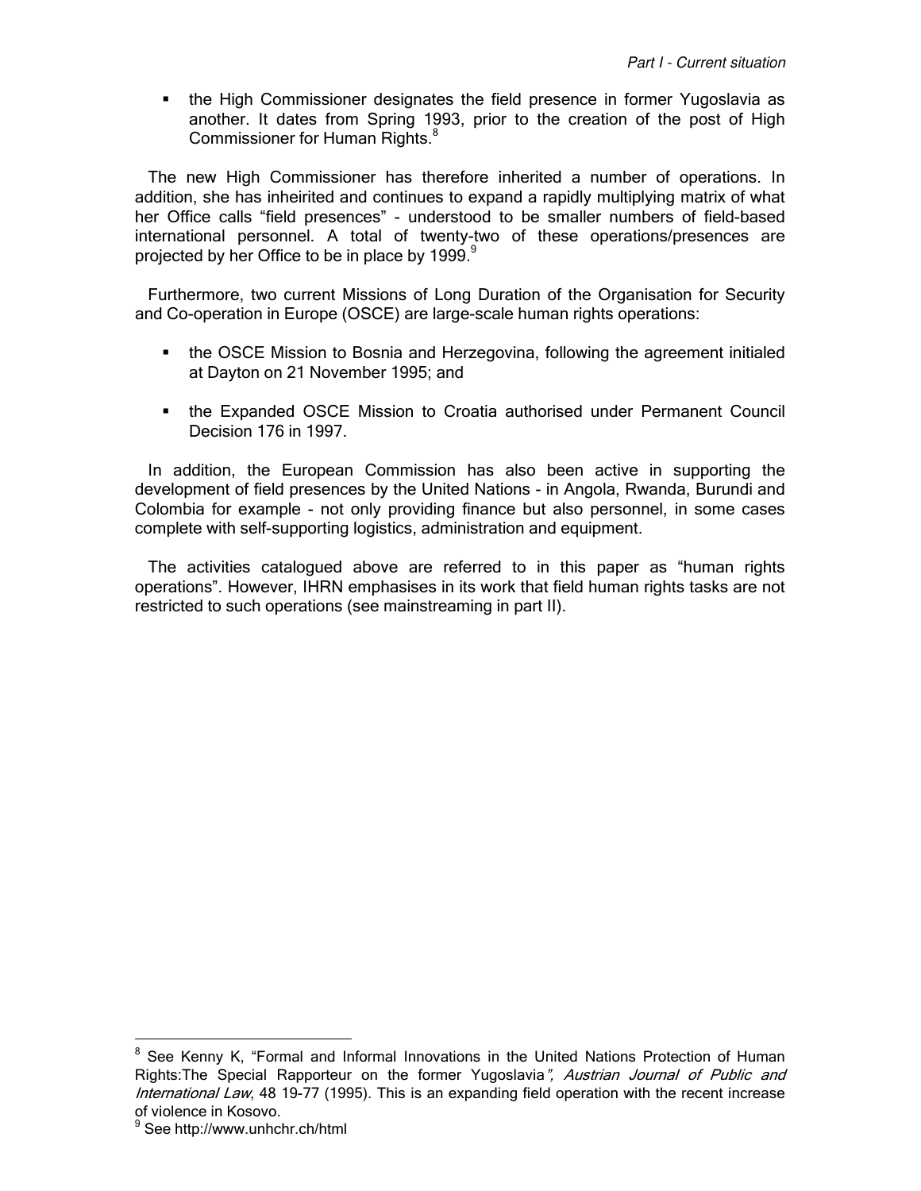- the High Commissioner designates the field presence in former Yugoslavia as another. It dates from Spring 1993, prior to the creation of the post of High Commissioner for Human Rights.[8]

The new High Commissioner has therefore inherited a number of operations. In addition, she has inheirited and continues to expand a rapidly multiplying matrix of what her Office calls "field presences" - understood to be smaller numbers of field-based international personnel. A total of twenty-two of these operations/presences are projected by her Office to be in place by 1999.[9]

Furthermore, two current Missions of Long Duration of the Organisation for Security and Co-operation in Europe (OSCE) are large-scale human rights operations:

- the OSCE Mission to Bosnia and Herzegovina, following the agreement initialed at Dayton on 21 November 1995; and
- the Expanded OSCE Mission to Croatia authorised under Permanent Council Decision 176 in 1997.

In addition, the European Commission has also been active in supporting the development of field presences by the United Nations - in Angola, Rwanda, Burundi and Colombia for example - not only providing finance but also personnel, in some cases complete with self-supporting logistics, administration and equipment.

The activities catalogued above are referred to in this paper as "human rights operations". However, IHRN emphasises in its work that field human rights tasks are not restricted to such operations (see mainstreaming in part II).

[8] See Kenny K, "Formal and Informal Innovations in the United Nations Protection of Human Rights:The Special Rapporteur on the former Yugoslavia", *Austrian Journal of Public and International Law*, 48 19-77 (1995). This is an expanding field operation with the recent increase of violence in Kosovo.

[9] See http://www.unhchr.ch/html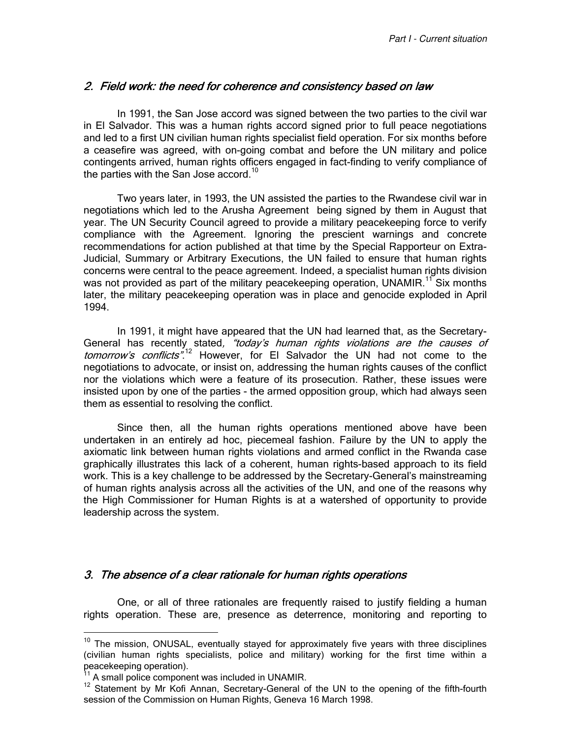## *2. Field work: the need for coherence and consistency based on law*

In 1991, the San Jose accord was signed between the two parties to the civil war in El Salvador. This was a human rights accord signed prior to full peace negotiations and led to a first UN civilian human rights specialist field operation. For six months before a ceasefire was agreed, with on-going combat and before the UN military and police contingents arrived, human rights officers engaged in fact-finding to verify compliance of the parties with the San Jose accord.[10]

Two years later, in 1993, the UN assisted the parties to the Rwandese civil war in negotiations which led to the Arusha Agreement being signed by them in August that year. The UN Security Council agreed to provide a military peacekeeping force to verify compliance with the Agreement. Ignoring the prescient warnings and concrete recommendations for action published at that time by the Special Rapporteur on Extra-Judicial, Summary or Arbitrary Executions, the UN failed to ensure that human rights concerns were central to the peace agreement. Indeed, a specialist human rights division was not provided as part of the military peacekeeping operation, UNAMIR.[11] Six months later, the military peacekeeping operation was in place and genocide exploded in April 1994.

In 1991, it might have appeared that the UN had learned that, as the Secretary-General has recently stated*, "today's human rights violations are the causes of tomorrow's conflicts"*.[12] However, for El Salvador the UN had not come to the negotiations to advocate, or insist on, addressing the human rights causes of the conflict nor the violations which were a feature of its prosecution. Rather, these issues were insisted upon by one of the parties - the armed opposition group, which had always seen them as essential to resolving the conflict.

Since then, all the human rights operations mentioned above have been undertaken in an entirely ad hoc, piecemeal fashion. Failure by the UN to apply the axiomatic link between human rights violations and armed conflict in the Rwanda case graphically illustrates this lack of a coherent, human rights-based approach to its field work. This is a key challenge to be addressed by the Secretary-General's mainstreaming of human rights analysis across all the activities of the UN, and one of the reasons why the High Commissioner for Human Rights is at a watershed of opportunity to provide leadership across the system.

## *3. The absence of a clear rationale for human rights operations*

One, or all of three rationales are frequently raised to justify fielding a human rights operation. These are, presence as deterrence, monitoring and reporting to

[10] The mission, ONUSAL, eventually stayed for approximately five years with three disciplines (civilian human rights specialists, police and military) working for the first time within a peacekeeping operation).

[11] A small police component was included in UNAMIR.

[12] Statement by Mr Kofi Annan, Secretary-General of the UN to the opening of the fifth-fourth session of the Commission on Human Rights, Geneva 16 March 1998.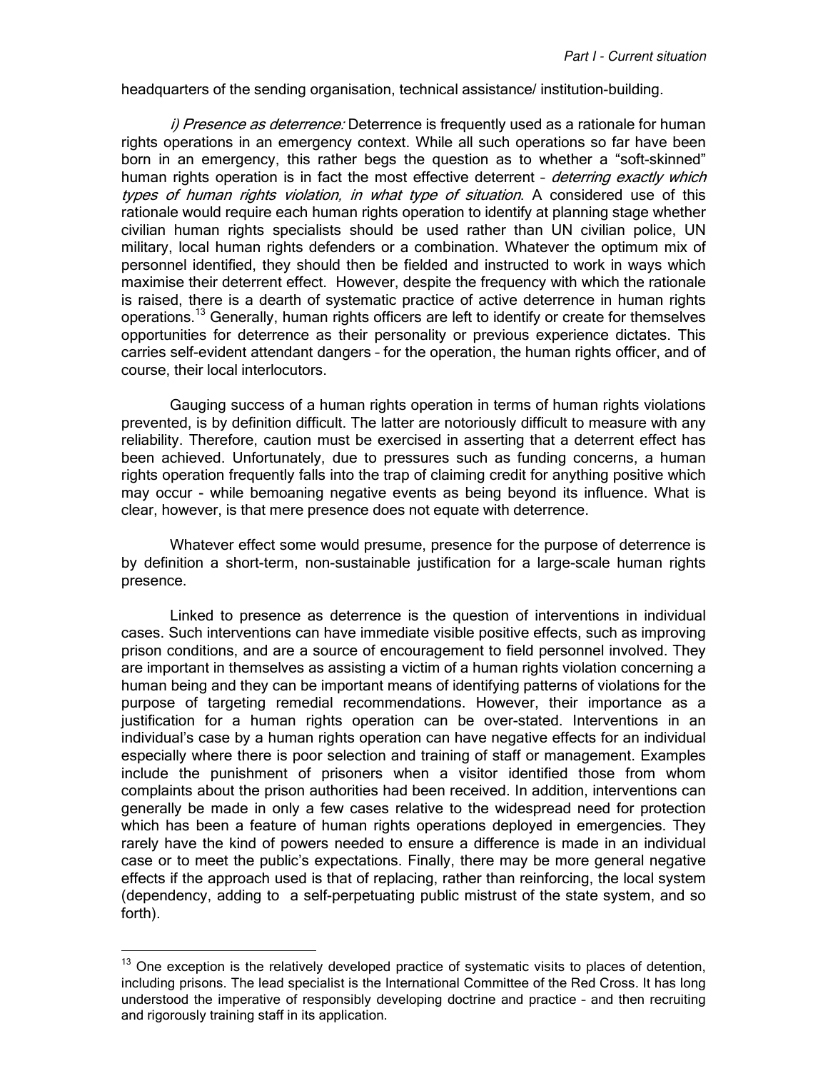headquarters of the sending organisation, technical assistance/ institution-building.

*i) Presence as deterrence:* Deterrence is frequently used as a rationale for human rights operations in an emergency context. While all such operations so far have been born in an emergency, this rather begs the question as to whether a "soft-skinned" human rights operation is in fact the most effective deterrent – *deterring exactly which types of human rights violation, in what type of situation*. A considered use of this rationale would require each human rights operation to identify at planning stage whether civilian human rights specialists should be used rather than UN civilian police, UN military, local human rights defenders or a combination. Whatever the optimum mix of personnel identified, they should then be fielded and instructed to work in ways which maximise their deterrent effect. However, despite the frequency with which the rationale is raised, there is a dearth of systematic practice of active deterrence in human rights operations.[13] Generally, human rights officers are left to identify or create for themselves opportunities for deterrence as their personality or previous experience dictates. This carries self-evident attendant dangers – for the operation, the human rights officer, and of course, their local interlocutors.

Gauging success of a human rights operation in terms of human rights violations prevented, is by definition difficult. The latter are notoriously difficult to measure with any reliability. Therefore, caution must be exercised in asserting that a deterrent effect has been achieved. Unfortunately, due to pressures such as funding concerns, a human rights operation frequently falls into the trap of claiming credit for anything positive which may occur - while bemoaning negative events as being beyond its influence. What is clear, however, is that mere presence does not equate with deterrence.

Whatever effect some would presume, presence for the purpose of deterrence is by definition a short-term, non-sustainable justification for a large-scale human rights presence.

Linked to presence as deterrence is the question of interventions in individual cases. Such interventions can have immediate visible positive effects, such as improving prison conditions, and are a source of encouragement to field personnel involved. They are important in themselves as assisting a victim of a human rights violation concerning a human being and they can be important means of identifying patterns of violations for the purpose of targeting remedial recommendations. However, their importance as a justification for a human rights operation can be over-stated. Interventions in an individual's case by a human rights operation can have negative effects for an individual especially where there is poor selection and training of staff or management. Examples include the punishment of prisoners when a visitor identified those from whom complaints about the prison authorities had been received. In addition, interventions can generally be made in only a few cases relative to the widespread need for protection which has been a feature of human rights operations deployed in emergencies. They rarely have the kind of powers needed to ensure a difference is made in an individual case or to meet the public's expectations. Finally, there may be more general negative effects if the approach used is that of replacing, rather than reinforcing, the local system (dependency, adding to a self-perpetuating public mistrust of the state system, and so forth).

[13] One exception is the relatively developed practice of systematic visits to places of detention, including prisons. The lead specialist is the International Committee of the Red Cross. It has long understood the imperative of responsibly developing doctrine and practice – and then recruiting and rigorously training staff in its application.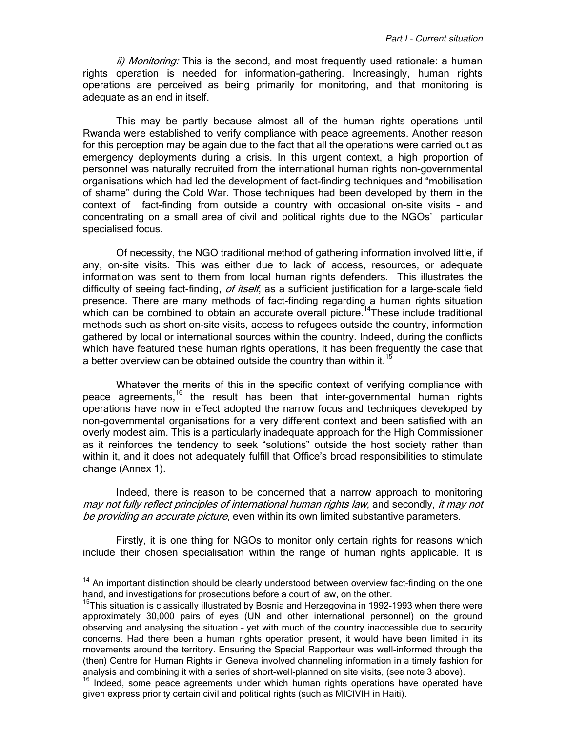*ii) Monitoring:* This is the second, and most frequently used rationale: a human rights operation is needed for information-gathering. Increasingly, human rights operations are perceived as being primarily for monitoring, and that monitoring is adequate as an end in itself.

This may be partly because almost all of the human rights operations until Rwanda were established to verify compliance with peace agreements. Another reason for this perception may be again due to the fact that all the operations were carried out as emergency deployments during a crisis. In this urgent context, a high proportion of personnel was naturally recruited from the international human rights non-governmental organisations which had led the development of fact-finding techniques and "mobilisation of shame" during the Cold War. Those techniques had been developed by them in the context of fact-finding from outside a country with occasional on-site visits – and concentrating on a small area of civil and political rights due to the NGOs' particular specialised focus.

Of necessity, the NGO traditional method of gathering information involved little, if any, on-site visits. This was either due to lack of access, resources, or adequate information was sent to them from local human rights defenders. This illustrates the difficulty of seeing fact-finding, *of itself*, as a sufficient justification for a large-scale field presence. There are many methods of fact-finding regarding a human rights situation which can be combined to obtain an accurate overall picture.[14] These include traditional methods such as short on-site visits, access to refugees outside the country, information gathered by local or international sources within the country. Indeed, during the conflicts which have featured these human rights operations, it has been frequently the case that a better overview can be obtained outside the country than within it.[15]

Whatever the merits of this in the specific context of verifying compliance with peace agreements,[16] the result has been that inter-governmental human rights operations have now in effect adopted the narrow focus and techniques developed by non-governmental organisations for a very different context and been satisfied with an overly modest aim. This is a particularly inadequate approach for the High Commissioner as it reinforces the tendency to seek "solutions" outside the host society rather than within it, and it does not adequately fulfill that Office's broad responsibilities to stimulate change (Annex 1).

Indeed, there is reason to be concerned that a narrow approach to monitoring *may not fully reflect principles of international human rights law,* and secondly, *it may not be providing an accurate picture*, even within its own limited substantive parameters.

Firstly, it is one thing for NGOs to monitor only certain rights for reasons which include their chosen specialisation within the range of human rights applicable. It is

---

[14] An important distinction should be clearly understood between overview fact-finding on the one hand, and investigations for prosecutions before a court of law, on the other.

[15] This situation is classically illustrated by Bosnia and Herzegovina in 1992-1993 when there were approximately 30,000 pairs of eyes (UN and other international personnel) on the ground observing and analysing the situation – yet with much of the country inaccessible due to security concerns. Had there been a human rights operation present, it would have been limited in its movements around the territory. Ensuring the Special Rapporteur was well-informed through the (then) Centre for Human Rights in Geneva involved channeling information in a timely fashion for analysis and combining it with a series of short-well-planned on site visits, (see note 3 above).

[16] Indeed, some peace agreements under which human rights operations have operated have given express priority certain civil and political rights (such as MICIVIH in Haiti).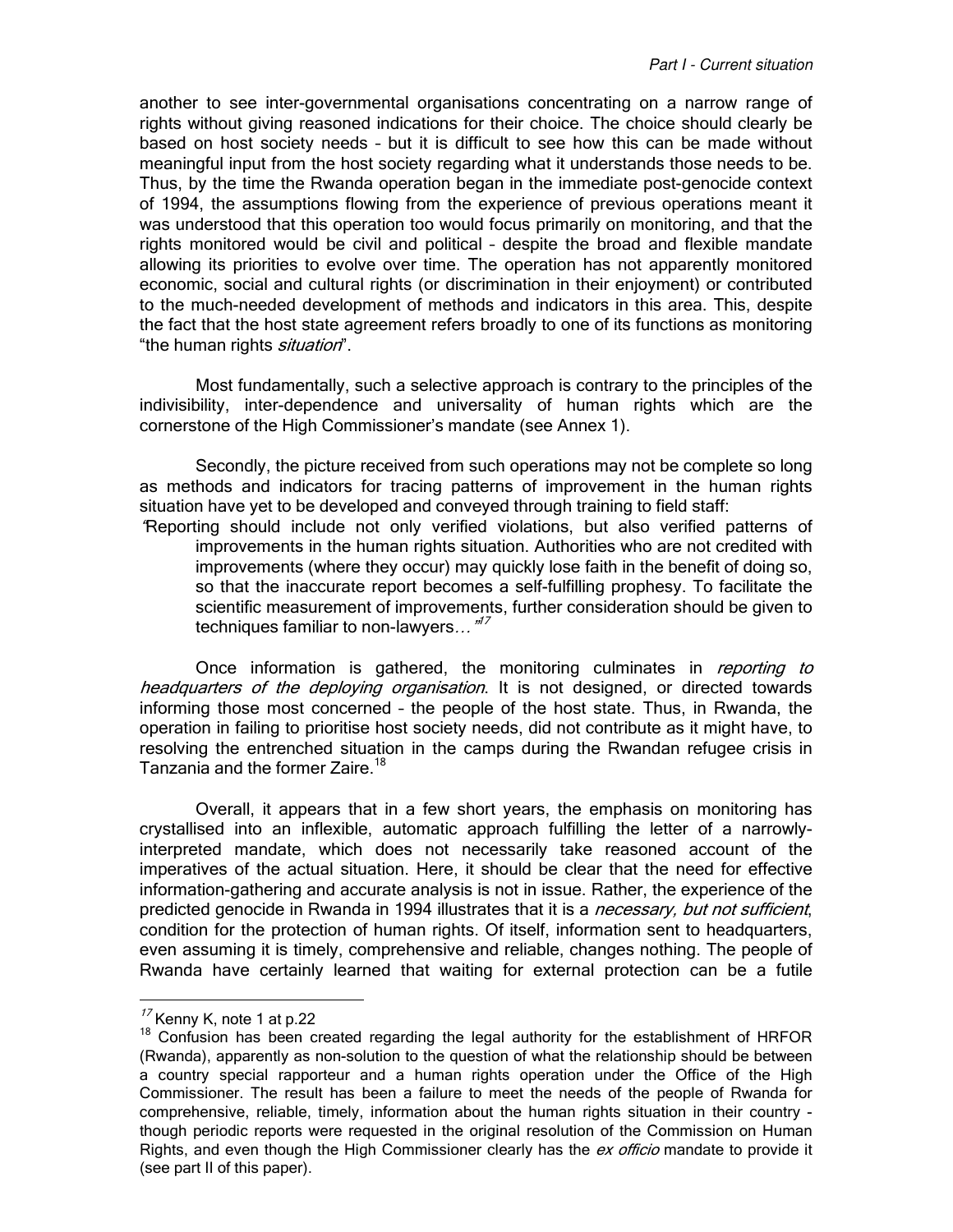another to see inter-governmental organisations concentrating on a narrow range of rights without giving reasoned indications for their choice. The choice should clearly be based on host society needs – but it is difficult to see how this can be made without meaningful input from the host society regarding what it understands those needs to be. Thus, by the time the Rwanda operation began in the immediate post-genocide context of 1994, the assumptions flowing from the experience of previous operations meant it was understood that this operation too would focus primarily on monitoring, and that the rights monitored would be civil and political – despite the broad and flexible mandate allowing its priorities to evolve over time. The operation has not apparently monitored economic, social and cultural rights (or discrimination in their enjoyment) or contributed to the much-needed development of methods and indicators in this area. This, despite the fact that the host state agreement refers broadly to one of its functions as monitoring "the human rights *situation*".

Most fundamentally, such a selective approach is contrary to the principles of the indivisibility, inter-dependence and universality of human rights which are the cornerstone of the High Commissioner's mandate (see Annex 1).

Secondly, the picture received from such operations may not be complete so long as methods and indicators for tracing patterns of improvement in the human rights situation have yet to be developed and conveyed through training to field staff:

> "Reporting should include not only verified violations, but also verified patterns of improvements in the human rights situation. Authorities who are not credited with improvements (where they occur) may quickly lose faith in the benefit of doing so, so that the inaccurate report becomes a self-fulfilling prophesy. To facilitate the scientific measurement of improvements, further consideration should be given to techniques familiar to non-lawyers…"[17]

Once information is gathered, the monitoring culminates in *reporting to headquarters of the deploying organisation*. It is not designed, or directed towards informing those most concerned – the people of the host state. Thus, in Rwanda, the operation in failing to prioritise host society needs, did not contribute as it might have, to resolving the entrenched situation in the camps during the Rwandan refugee crisis in Tanzania and the former Zaire.[18]

Overall, it appears that in a few short years, the emphasis on monitoring has crystallised into an inflexible, automatic approach fulfilling the letter of a narrowly-interpreted mandate, which does not necessarily take reasoned account of the imperatives of the actual situation. Here, it should be clear that the need for effective information-gathering and accurate analysis is not in issue. Rather, the experience of the predicted genocide in Rwanda in 1994 illustrates that it is a *necessary, but not sufficient*, condition for the protection of human rights. Of itself, information sent to headquarters, even assuming it is timely, comprehensive and reliable, changes nothing. The people of Rwanda have certainly learned that waiting for external protection can be a futile

---

[17] Kenny K, note 1 at p.22

[18] Confusion has been created regarding the legal authority for the establishment of HRFOR (Rwanda), apparently as non-solution to the question of what the relationship should be between a country special rapporteur and a human rights operation under the Office of the High Commissioner. The result has been a failure to meet the needs of the people of Rwanda for comprehensive, reliable, timely, information about the human rights situation in their country - though periodic reports were requested in the original resolution of the Commission on Human Rights, and even though the High Commissioner clearly has the *ex officio* mandate to provide it (see part II of this paper).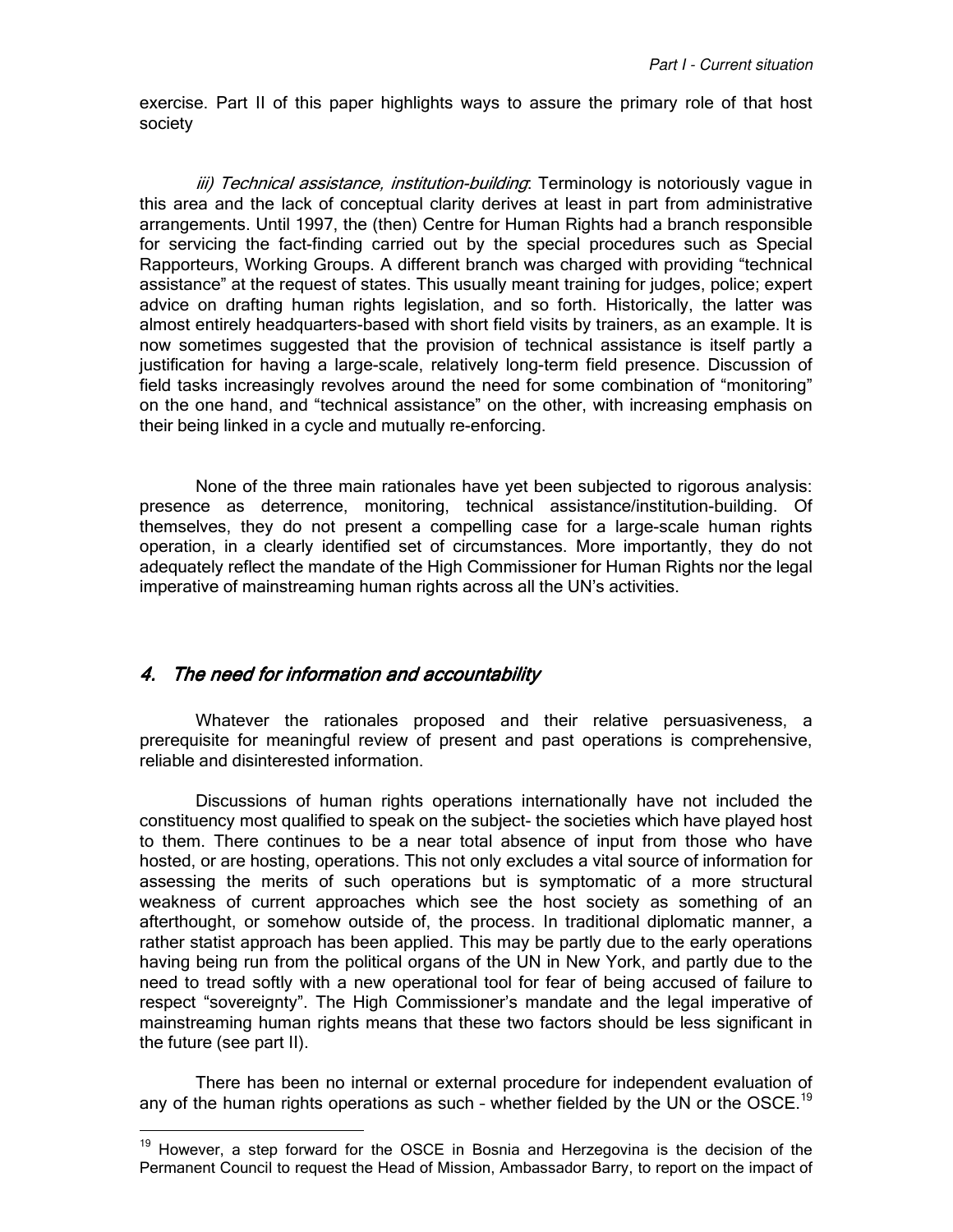exercise. Part II of this paper highlights ways to assure the primary role of that host society

*iii) Technical assistance, institution-building*: Terminology is notoriously vague in this area and the lack of conceptual clarity derives at least in part from administrative arrangements. Until 1997, the (then) Centre for Human Rights had a branch responsible for servicing the fact-finding carried out by the special procedures such as Special Rapporteurs, Working Groups. A different branch was charged with providing "technical assistance" at the request of states. This usually meant training for judges, police; expert advice on drafting human rights legislation, and so forth. Historically, the latter was almost entirely headquarters-based with short field visits by trainers, as an example. It is now sometimes suggested that the provision of technical assistance is itself partly a justification for having a large-scale, relatively long-term field presence. Discussion of field tasks increasingly revolves around the need for some combination of "monitoring" on the one hand, and "technical assistance" on the other, with increasing emphasis on their being linked in a cycle and mutually re-enforcing.

None of the three main rationales have yet been subjected to rigorous analysis: presence as deterrence, monitoring, technical assistance/institution-building. Of themselves, they do not present a compelling case for a large-scale human rights operation, in a clearly identified set of circumstances. More importantly, they do not adequately reflect the mandate of the High Commissioner for Human Rights nor the legal imperative of mainstreaming human rights across all the UN's activities.

## *4. The need for information and accountability*

Whatever the rationales proposed and their relative persuasiveness, a prerequisite for meaningful review of present and past operations is comprehensive, reliable and disinterested information.

Discussions of human rights operations internationally have not included the constituency most qualified to speak on the subject- the societies which have played host to them. There continues to be a near total absence of input from those who have hosted, or are hosting, operations. This not only excludes a vital source of information for assessing the merits of such operations but is symptomatic of a more structural weakness of current approaches which see the host society as something of an afterthought, or somehow outside of, the process. In traditional diplomatic manner, a rather statist approach has been applied. This may be partly due to the early operations having being run from the political organs of the UN in New York, and partly due to the need to tread softly with a new operational tool for fear of being accused of failure to respect "sovereignty". The High Commissioner's mandate and the legal imperative of mainstreaming human rights means that these two factors should be less significant in the future (see part II).

There has been no internal or external procedure for independent evaluation of any of the human rights operations as such – whether fielded by the UN or the OSCE.[19]

[19] However, a step forward for the OSCE in Bosnia and Herzegovina is the decision of the Permanent Council to request the Head of Mission, Ambassador Barry, to report on the impact of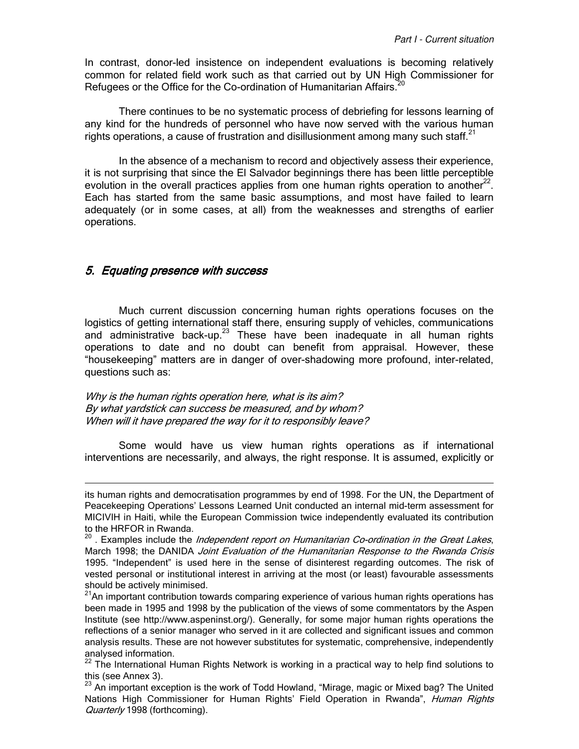In contrast, donor-led insistence on independent evaluations is becoming relatively common for related field work such as that carried out by UN High Commissioner for Refugees or the Office for the Co-ordination of Humanitarian Affairs.[20]

There continues to be no systematic process of debriefing for lessons learning of any kind for the hundreds of personnel who have now served with the various human rights operations, a cause of frustration and disillusionment among many such staff.[21]

In the absence of a mechanism to record and objectively assess their experience, it is not surprising that since the El Salvador beginnings there has been little perceptible evolution in the overall practices applies from one human rights operation to another[22]. Each has started from the same basic assumptions, and most have failed to learn adequately (or in some cases, at all) from the weaknesses and strengths of earlier operations.

## *5. Equating presence with success*

Much current discussion concerning human rights operations focuses on the logistics of getting international staff there, ensuring supply of vehicles, communications and administrative back-up.[23] These have been inadequate in all human rights operations to date and no doubt can benefit from appraisal. However, these "housekeeping" matters are in danger of over-shadowing more profound, inter-related, questions such as:

*Why is the human rights operation here, what is its aim?*
*By what yardstick can success be measured, and by whom?*
*When will it have prepared the way for it to responsibly leave?*

Some would have us view human rights operations as if international interventions are necessarily, and always, the right response. It is assumed, explicitly or

---

its human rights and democratisation programmes by end of 1998. For the UN, the Department of Peacekeeping Operations' Lessons Learned Unit conducted an internal mid-term assessment for MICIVIH in Haiti, while the European Commission twice independently evaluated its contribution to the HRFOR in Rwanda.

[20] . Examples include the *Independent report on Humanitarian Co-ordination in the Great Lakes*, March 1998; the DANIDA *Joint Evaluation of the Humanitarian Response to the Rwanda Crisis* 1995. "Independent" is used here in the sense of disinterest regarding outcomes. The risk of vested personal or institutional interest in arriving at the most (or least) favourable assessments should be actively minimised.

[21] An important contribution towards comparing experience of various human rights operations has been made in 1995 and 1998 by the publication of the views of some commentators by the Aspen Institute (see http://www.aspeninst.org/). Generally, for some major human rights operations the reflections of a senior manager who served in it are collected and significant issues and common analysis results. These are not however substitutes for systematic, comprehensive, independently analysed information.

[22] The International Human Rights Network is working in a practical way to help find solutions to this (see Annex 3).

[23] An important exception is the work of Todd Howland, "Mirage, magic or Mixed bag? The United Nations High Commissioner for Human Rights' Field Operation in Rwanda", *Human Rights Quarterly* 1998 (forthcoming).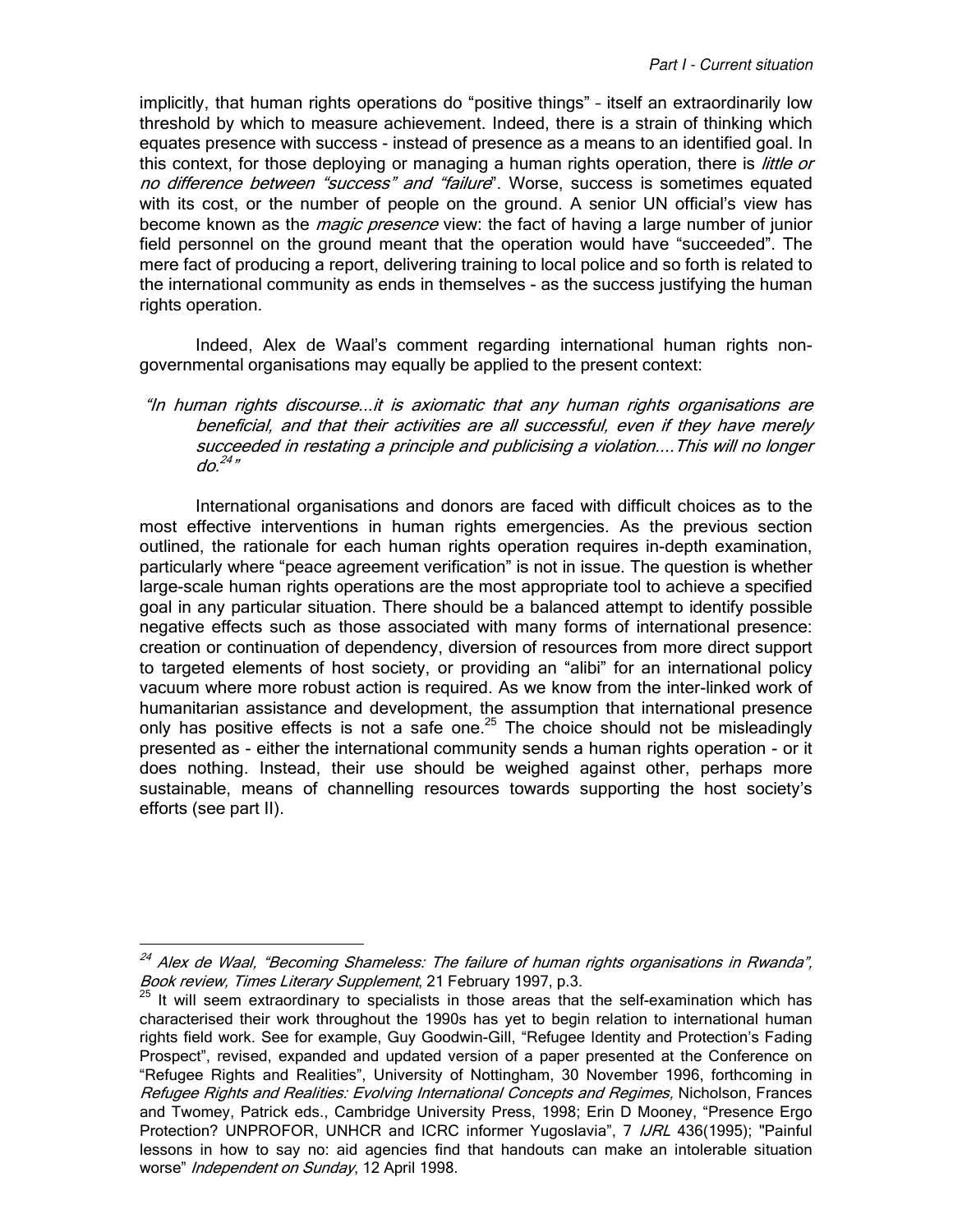implicitly, that human rights operations do "positive things" – itself an extraordinarily low threshold by which to measure achievement. Indeed, there is a strain of thinking which equates presence with success - instead of presence as a means to an identified goal. In this context, for those deploying or managing a human rights operation, there is *little or no difference between "success" and "failure*". Worse, success is sometimes equated with its cost, or the number of people on the ground. A senior UN official's view has become known as the *magic presence* view: the fact of having a large number of junior field personnel on the ground meant that the operation would have "succeeded". The mere fact of producing a report, delivering training to local police and so forth is related to the international community as ends in themselves - as the success justifying the human rights operation.

Indeed, Alex de Waal's comment regarding international human rights non-governmental organisations may equally be applied to the present context:

> *"In human rights discourse…it is axiomatic that any human rights organisations are beneficial, and that their activities are all successful, even if they have merely succeeded in restating a principle and publicising a violation….This will no longer do.*[24]*"*

International organisations and donors are faced with difficult choices as to the most effective interventions in human rights emergencies. As the previous section outlined, the rationale for each human rights operation requires in-depth examination, particularly where "peace agreement verification" is not in issue. The question is whether large-scale human rights operations are the most appropriate tool to achieve a specified goal in any particular situation. There should be a balanced attempt to identify possible negative effects such as those associated with many forms of international presence: creation or continuation of dependency, diversion of resources from more direct support to targeted elements of host society, or providing an "alibi" for an international policy vacuum where more robust action is required. As we know from the inter-linked work of humanitarian assistance and development, the assumption that international presence only has positive effects is not a safe one.[25] The choice should not be misleadingly presented as - either the international community sends a human rights operation - or it does nothing. Instead, their use should be weighed against other, perhaps more sustainable, means of channelling resources towards supporting the host society's efforts (see part II).

---

[24] *Alex de Waal, "Becoming Shameless: The failure of human rights organisations in Rwanda", Book review, Times Literary Supplement*, 21 February 1997, p.3.

[25] It will seem extraordinary to specialists in those areas that the self-examination which has characterised their work throughout the 1990s has yet to begin relation to international human rights field work. See for example, Guy Goodwin-Gill, "Refugee Identity and Protection's Fading Prospect", revised, expanded and updated version of a paper presented at the Conference on "Refugee Rights and Realities", University of Nottingham, 30 November 1996, forthcoming in *Refugee Rights and Realities: Evolving International Concepts and Regimes,* Nicholson, Frances and Twomey, Patrick eds., Cambridge University Press, 1998; Erin D Mooney, "Presence Ergo Protection? UNPROFOR, UNHCR and ICRC informer Yugoslavia", 7 *IJRL* 436(1995); "Painful lessons in how to say no: aid agencies find that handouts can make an intolerable situation worse" *Independent on Sunday*, 12 April 1998.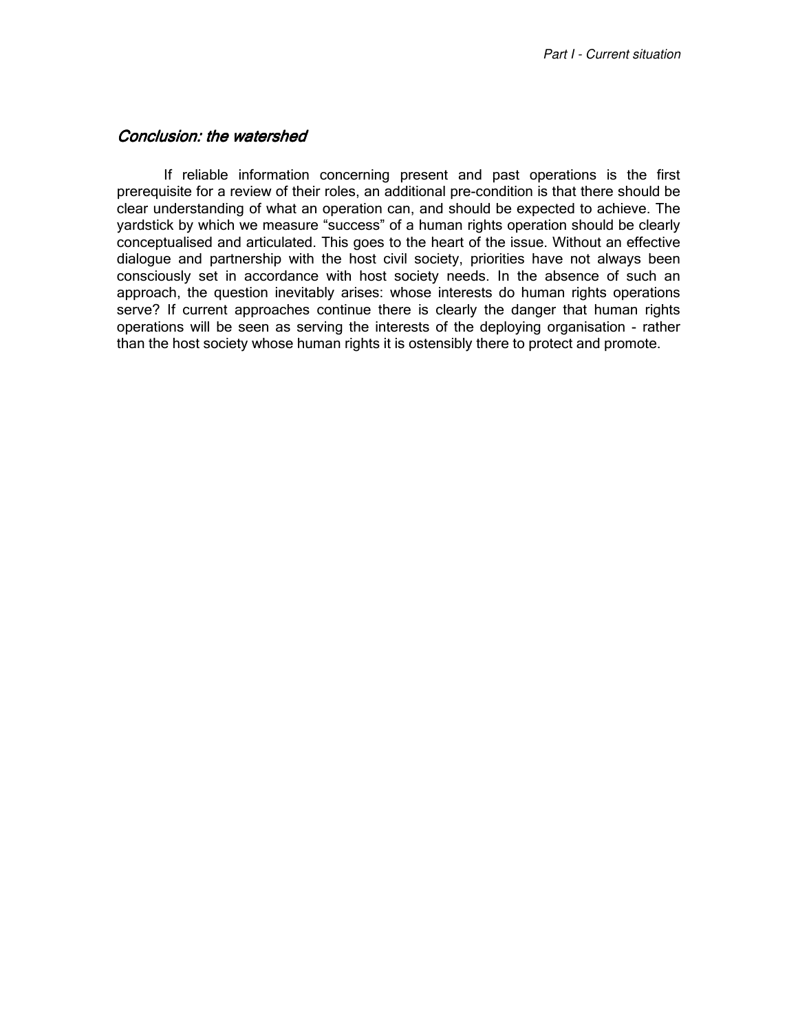## *Conclusion: the watershed*

If reliable information concerning present and past operations is the first prerequisite for a review of their roles, an additional pre-condition is that there should be clear understanding of what an operation can, and should be expected to achieve. The yardstick by which we measure "success" of a human rights operation should be clearly conceptualised and articulated. This goes to the heart of the issue. Without an effective dialogue and partnership with the host civil society, priorities have not always been consciously set in accordance with host society needs. In the absence of such an approach, the question inevitably arises: whose interests do human rights operations serve? If current approaches continue there is clearly the danger that human rights operations will be seen as serving the interests of the deploying organisation - rather than the host society whose human rights it is ostensibly there to protect and promote.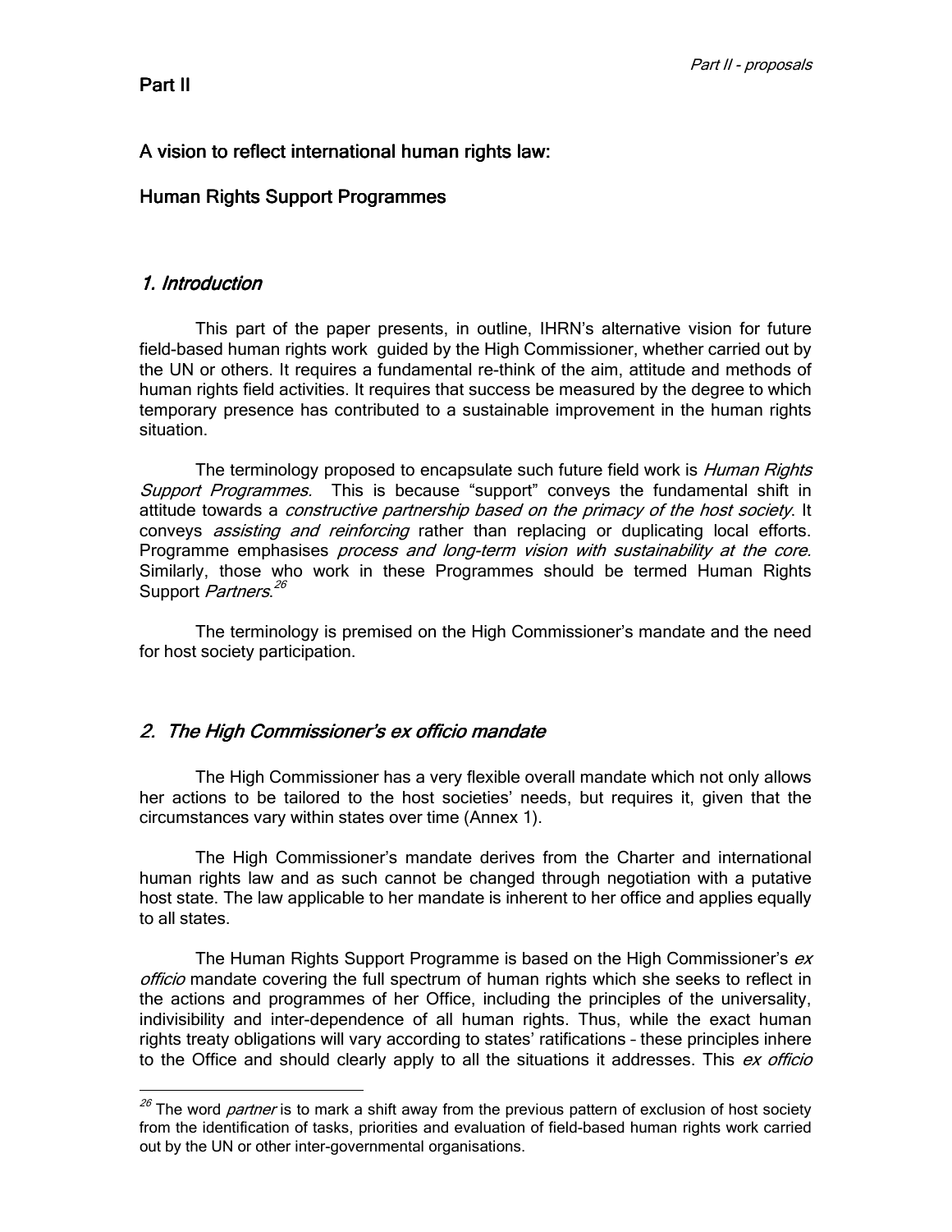# Part II

## A vision to reflect international human rights law:

## Human Rights Support Programmes

### *1. Introduction*

This part of the paper presents, in outline, IHRN's alternative vision for future field-based human rights work guided by the High Commissioner, whether carried out by the UN or others. It requires a fundamental re-think of the aim, attitude and methods of human rights field activities. It requires that success be measured by the degree to which temporary presence has contributed to a sustainable improvement in the human rights situation.

The terminology proposed to encapsulate such future field work is *Human Rights Support Programmes.* This is because "support" conveys the fundamental shift in attitude towards a *constructive partnership based on the primacy of the host society*. It conveys *assisting and reinforcing* rather than replacing or duplicating local efforts. Programme emphasises *process and long-term vision with sustainability at the core.* Similarly, those who work in these Programmes should be termed Human Rights Support *Partners*.[26]

The terminology is premised on the High Commissioner's mandate and the need for host society participation.

### *2. The High Commissioner's ex officio mandate*

The High Commissioner has a very flexible overall mandate which not only allows her actions to be tailored to the host societies' needs, but requires it, given that the circumstances vary within states over time (Annex 1).

The High Commissioner's mandate derives from the Charter and international human rights law and as such cannot be changed through negotiation with a putative host state. The law applicable to her mandate is inherent to her office and applies equally to all states.

The Human Rights Support Programme is based on the High Commissioner's *ex officio* mandate covering the full spectrum of human rights which she seeks to reflect in the actions and programmes of her Office, including the principles of the universality, indivisibility and inter-dependence of all human rights. Thus, while the exact human rights treaty obligations will vary according to states' ratifications – these principles inhere to the Office and should clearly apply to all the situations it addresses. This *ex officio*

---

[26] The word *partner* is to mark a shift away from the previous pattern of exclusion of host society from the identification of tasks, priorities and evaluation of field-based human rights work carried out by the UN or other inter-governmental organisations.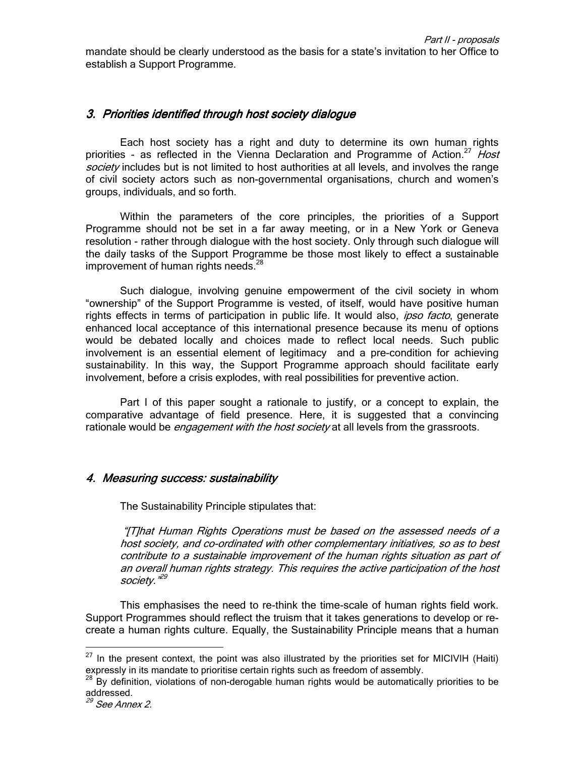mandate should be clearly understood as the basis for a state's invitation to her Office to establish a Support Programme.

### *3. Priorities identified through host society dialogue*

Each host society has a right and duty to determine its own human rights priorities - as reflected in the Vienna Declaration and Programme of Action.[27] *Host society* includes but is not limited to host authorities at all levels, and involves the range of civil society actors such as non-governmental organisations, church and women's groups, individuals, and so forth.

Within the parameters of the core principles, the priorities of a Support Programme should not be set in a far away meeting, or in a New York or Geneva resolution - rather through dialogue with the host society. Only through such dialogue will the daily tasks of the Support Programme be those most likely to effect a sustainable improvement of human rights needs.[28]

Such dialogue, involving genuine empowerment of the civil society in whom "ownership" of the Support Programme is vested, of itself, would have positive human rights effects in terms of participation in public life. It would also, *ipso facto*, generate enhanced local acceptance of this international presence because its menu of options would be debated locally and choices made to reflect local needs. Such public involvement is an essential element of legitimacy and a pre-condition for achieving sustainability. In this way, the Support Programme approach should facilitate early involvement, before a crisis explodes, with real possibilities for preventive action.

Part I of this paper sought a rationale to justify, or a concept to explain, the comparative advantage of field presence. Here, it is suggested that a convincing rationale would be *engagement with the host society* at all levels from the grassroots.

### *4. Measuring success: sustainability*

The Sustainability Principle stipulates that:

> *"[T]hat Human Rights Operations must be based on the assessed needs of a host society, and co-ordinated with other complementary initiatives, so as to best contribute to a sustainable improvement of the human rights situation as part of an overall human rights strategy. This requires the active participation of the host society."*[29]

This emphasises the need to re-think the time-scale of human rights field work. Support Programmes should reflect the truism that it takes generations to develop or re-create a human rights culture. Equally, the Sustainability Principle means that a human

---

[27] In the present context, the point was also illustrated by the priorities set for MICIVIH (Haiti) expressly in its mandate to prioritise certain rights such as freedom of assembly.

[28] By definition, violations of non-derogable human rights would be automatically priorities to be addressed.

[29] *See Annex 2.*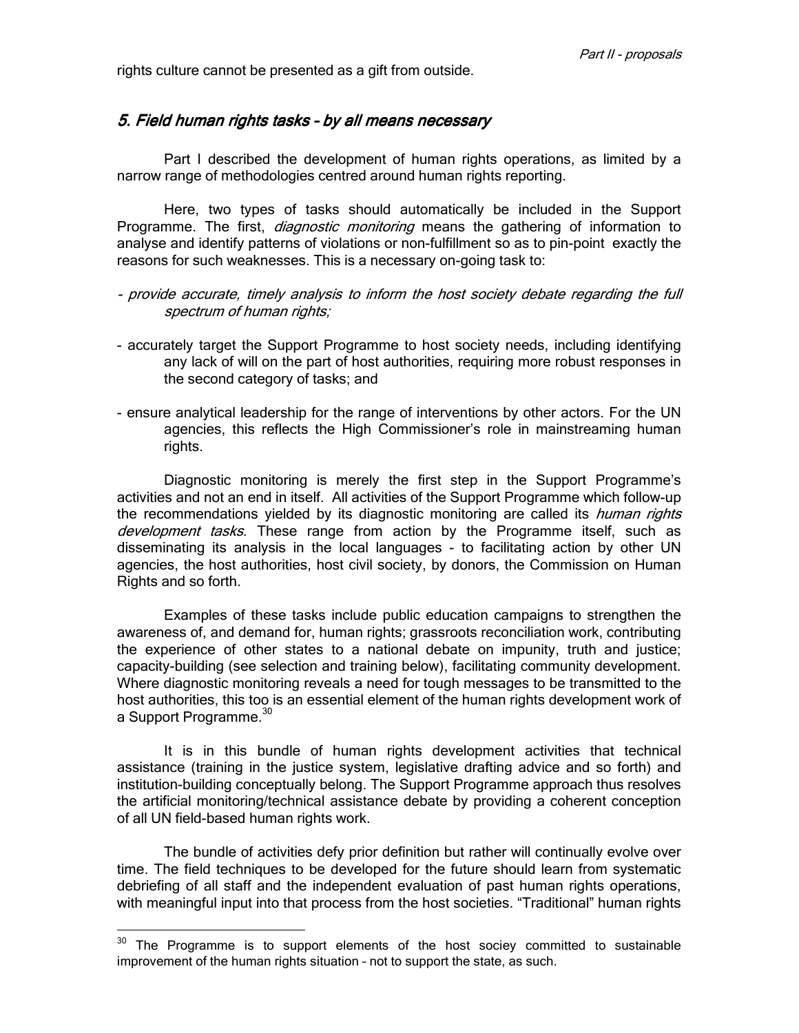rights culture cannot be presented as a gift from outside.

## *5. Field human rights tasks - by all means necessary*

Part I described the development of human rights operations, as limited by a narrow range of methodologies centred around human rights reporting.

Here, two types of tasks should automatically be included in the Support Programme. The first, *diagnostic monitoring* means the gathering of information to analyse and identify patterns of violations or non-fulfillment so as to pin-point exactly the reasons for such weaknesses. This is a necessary on-going task to:

- *provide accurate, timely analysis to inform the host society debate regarding the full spectrum of human rights;*
- accurately target the Support Programme to host society needs, including identifying any lack of will on the part of host authorities, requiring more robust responses in the second category of tasks; and
- ensure analytical leadership for the range of interventions by other actors. For the UN agencies, this reflects the High Commissioner's role in mainstreaming human rights.

Diagnostic monitoring is merely the first step in the Support Programme's activities and not an end in itself. All activities of the Support Programme which follow-up the recommendations yielded by its diagnostic monitoring are called its *human rights development tasks*. These range from action by the Programme itself, such as disseminating its analysis in the local languages - to facilitating action by other UN agencies, the host authorities, host civil society, by donors, the Commission on Human Rights and so forth.

Examples of these tasks include public education campaigns to strengthen the awareness of, and demand for, human rights; grassroots reconciliation work, contributing the experience of other states to a national debate on impunity, truth and justice; capacity-building (see selection and training below), facilitating community development. Where diagnostic monitoring reveals a need for tough messages to be transmitted to the host authorities, this too is an essential element of the human rights development work of a Support Programme.[30]

It is in this bundle of human rights development activities that technical assistance (training in the justice system, legislative drafting advice and so forth) and institution-building conceptually belong. The Support Programme approach thus resolves the artificial monitoring/technical assistance debate by providing a coherent conception of all UN field-based human rights work.

The bundle of activities defy prior definition but rather will continually evolve over time. The field techniques to be developed for the future should learn from systematic debriefing of all staff and the independent evaluation of past human rights operations, with meaningful input into that process from the host societies. "Traditional" human rights

---

[30] The Programme is to support elements of the host sociey committed to sustainable improvement of the human rights situation – not to support the state, as such.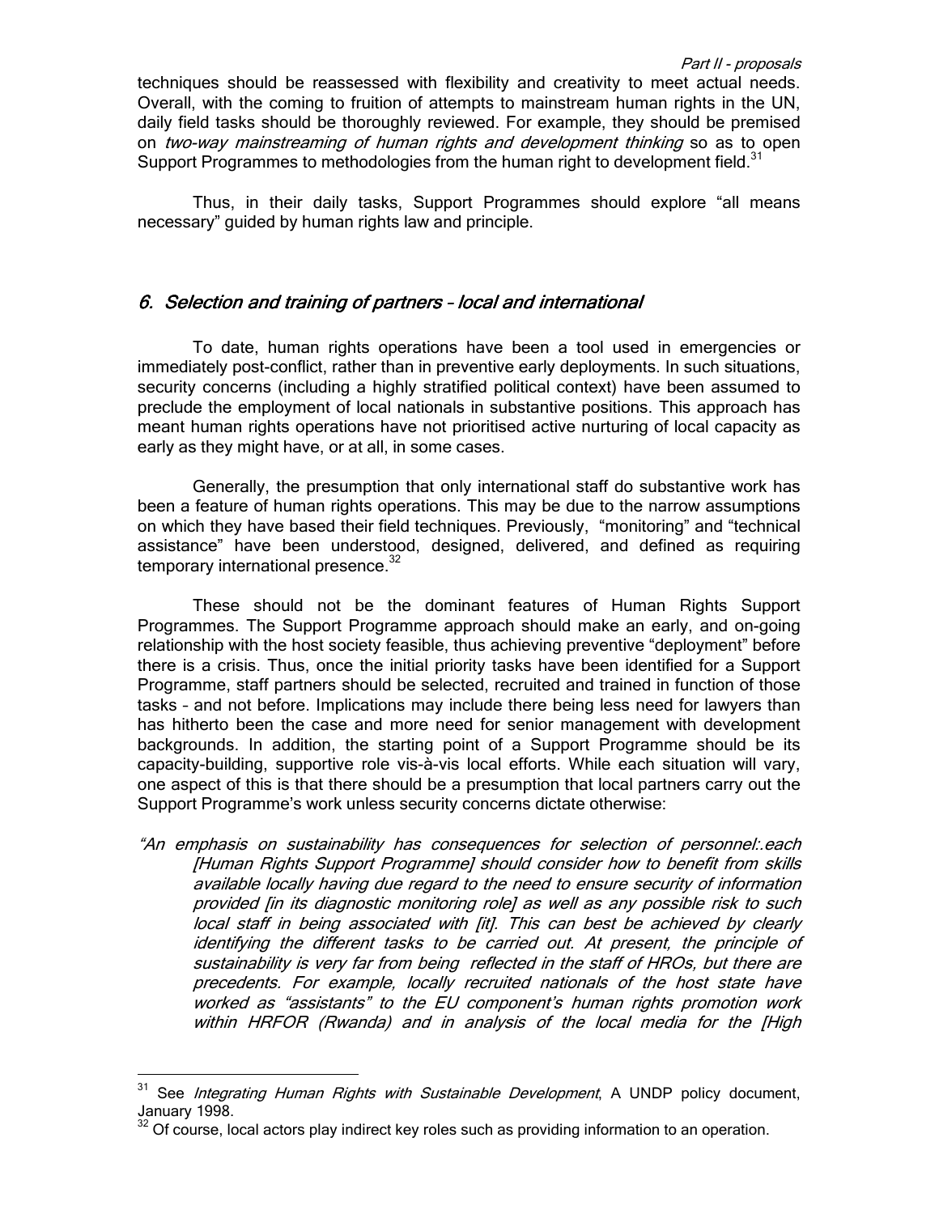techniques should be reassessed with flexibility and creativity to meet actual needs. Overall, with the coming to fruition of attempts to mainstream human rights in the UN, daily field tasks should be thoroughly reviewed. For example, they should be premised on *two-way mainstreaming of human rights and development thinking* so as to open Support Programmes to methodologies from the human right to development field.[31]

Thus, in their daily tasks, Support Programmes should explore "all means necessary" guided by human rights law and principle.

## *6. Selection and training of partners – local and international*

To date, human rights operations have been a tool used in emergencies or immediately post-conflict, rather than in preventive early deployments. In such situations, security concerns (including a highly stratified political context) have been assumed to preclude the employment of local nationals in substantive positions. This approach has meant human rights operations have not prioritised active nurturing of local capacity as early as they might have, or at all, in some cases.

Generally, the presumption that only international staff do substantive work has been a feature of human rights operations. This may be due to the narrow assumptions on which they have based their field techniques. Previously, "monitoring" and "technical assistance" have been understood, designed, delivered, and defined as requiring temporary international presence.[32]

These should not be the dominant features of Human Rights Support Programmes. The Support Programme approach should make an early, and on-going relationship with the host society feasible, thus achieving preventive "deployment" before there is a crisis. Thus, once the initial priority tasks have been identified for a Support Programme, staff partners should be selected, recruited and trained in function of those tasks – and not before. Implications may include there being less need for lawyers than has hitherto been the case and more need for senior management with development backgrounds. In addition, the starting point of a Support Programme should be its capacity-building, supportive role vis-à-vis local efforts. While each situation will vary, one aspect of this is that there should be a presumption that local partners carry out the Support Programme's work unless security concerns dictate otherwise:

*"An emphasis on sustainability has consequences for selection of personnel:.each [Human Rights Support Programme] should consider how to benefit from skills available locally having due regard to the need to ensure security of information provided [in its diagnostic monitoring role] as well as any possible risk to such local staff in being associated with [it]. This can best be achieved by clearly identifying the different tasks to be carried out. At present, the principle of sustainability is very far from being reflected in the staff of HROs, but there are precedents. For example, locally recruited nationals of the host state have worked as "assistants" to the EU component's human rights promotion work within HRFOR (Rwanda) and in analysis of the local media for the [High*

---

[31] See *Integrating Human Rights with Sustainable Development*, A UNDP policy document, January 1998.

[32] Of course, local actors play indirect key roles such as providing information to an operation.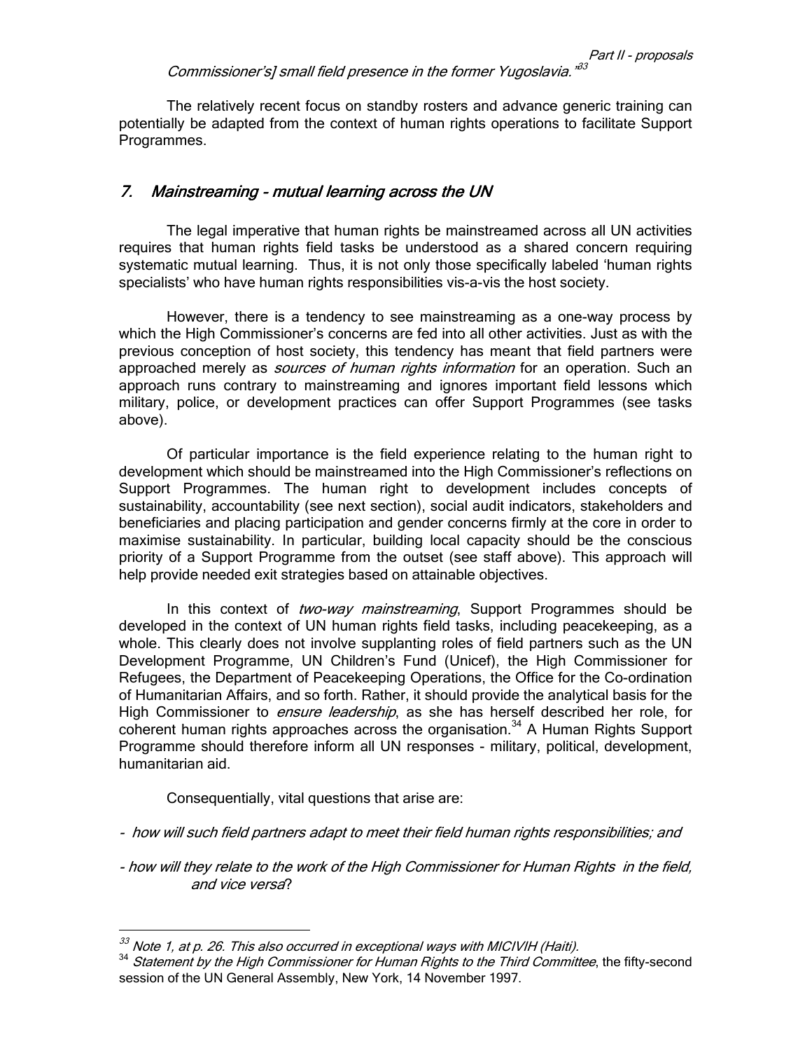Commissioner's] small field presence in the former Yugoslavia."[33]

The relatively recent focus on standby rosters and advance generic training can potentially be adapted from the context of human rights operations to facilitate Support Programmes.

## *7. Mainstreaming - mutual learning across the UN*

The legal imperative that human rights be mainstreamed across all UN activities requires that human rights field tasks be understood as a shared concern requiring systematic mutual learning. Thus, it is not only those specifically labeled 'human rights specialists' who have human rights responsibilities vis-a-vis the host society.

However, there is a tendency to see mainstreaming as a one-way process by which the High Commissioner's concerns are fed into all other activities. Just as with the previous conception of host society, this tendency has meant that field partners were approached merely as *sources of human rights information* for an operation. Such an approach runs contrary to mainstreaming and ignores important field lessons which military, police, or development practices can offer Support Programmes (see tasks above).

Of particular importance is the field experience relating to the human right to development which should be mainstreamed into the High Commissioner's reflections on Support Programmes. The human right to development includes concepts of sustainability, accountability (see next section), social audit indicators, stakeholders and beneficiaries and placing participation and gender concerns firmly at the core in order to maximise sustainability. In particular, building local capacity should be the conscious priority of a Support Programme from the outset (see staff above). This approach will help provide needed exit strategies based on attainable objectives.

In this context of *two-way mainstreaming*, Support Programmes should be developed in the context of UN human rights field tasks, including peacekeeping, as a whole. This clearly does not involve supplanting roles of field partners such as the UN Development Programme, UN Children's Fund (Unicef), the High Commissioner for Refugees, the Department of Peacekeeping Operations, the Office for the Co-ordination of Humanitarian Affairs, and so forth. Rather, it should provide the analytical basis for the High Commissioner to *ensure leadership*, as she has herself described her role, for coherent human rights approaches across the organisation.[34] A Human Rights Support Programme should therefore inform all UN responses - military, political, development, humanitarian aid.

Consequentially, vital questions that arise are:

- *how will such field partners adapt to meet their field human rights responsibilities; and*

- *how will they relate to the work of the High Commissioner for Human Rights in the field, and vice versa*?

---

[33] *Note 1, at p. 26. This also occurred in exceptional ways with MICIVIH (Haiti).*

[34] *Statement by the High Commissioner for Human Rights to the Third Committee*, the fifty-second session of the UN General Assembly, New York, 14 November 1997.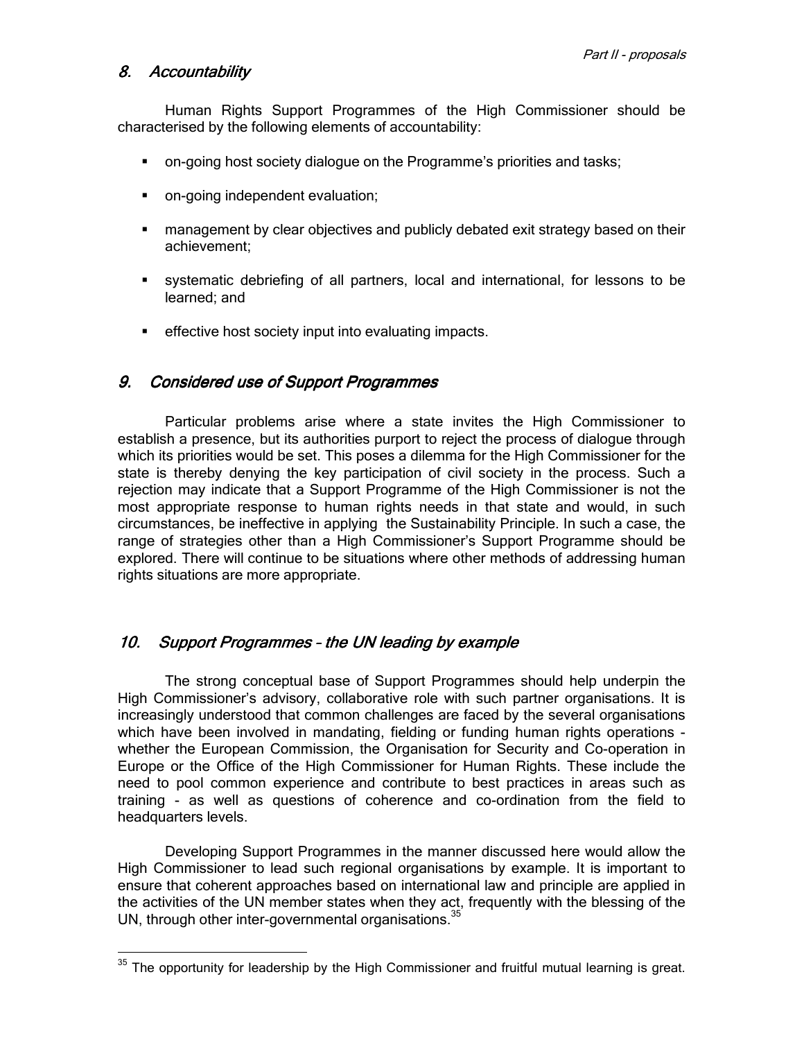## *8. Accountability*

Human Rights Support Programmes of the High Commissioner should be characterised by the following elements of accountability:

- on-going host society dialogue on the Programme's priorities and tasks;
- on-going independent evaluation;
- management by clear objectives and publicly debated exit strategy based on their achievement;
- systematic debriefing of all partners, local and international, for lessons to be learned; and
- effective host society input into evaluating impacts.

## *9. Considered use of Support Programmes*

Particular problems arise where a state invites the High Commissioner to establish a presence, but its authorities purport to reject the process of dialogue through which its priorities would be set. This poses a dilemma for the High Commissioner for the state is thereby denying the key participation of civil society in the process. Such a rejection may indicate that a Support Programme of the High Commissioner is not the most appropriate response to human rights needs in that state and would, in such circumstances, be ineffective in applying the Sustainability Principle. In such a case, the range of strategies other than a High Commissioner's Support Programme should be explored. There will continue to be situations where other methods of addressing human rights situations are more appropriate.

## *10. Support Programmes – the UN leading by example*

The strong conceptual base of Support Programmes should help underpin the High Commissioner's advisory, collaborative role with such partner organisations. It is increasingly understood that common challenges are faced by the several organisations which have been involved in mandating, fielding or funding human rights operations - whether the European Commission, the Organisation for Security and Co-operation in Europe or the Office of the High Commissioner for Human Rights. These include the need to pool common experience and contribute to best practices in areas such as training - as well as questions of coherence and co-ordination from the field to headquarters levels.

Developing Support Programmes in the manner discussed here would allow the High Commissioner to lead such regional organisations by example. It is important to ensure that coherent approaches based on international law and principle are applied in the activities of the UN member states when they act, frequently with the blessing of the UN, through other inter-governmental organisations.[35]

---

[35] The opportunity for leadership by the High Commissioner and fruitful mutual learning is great.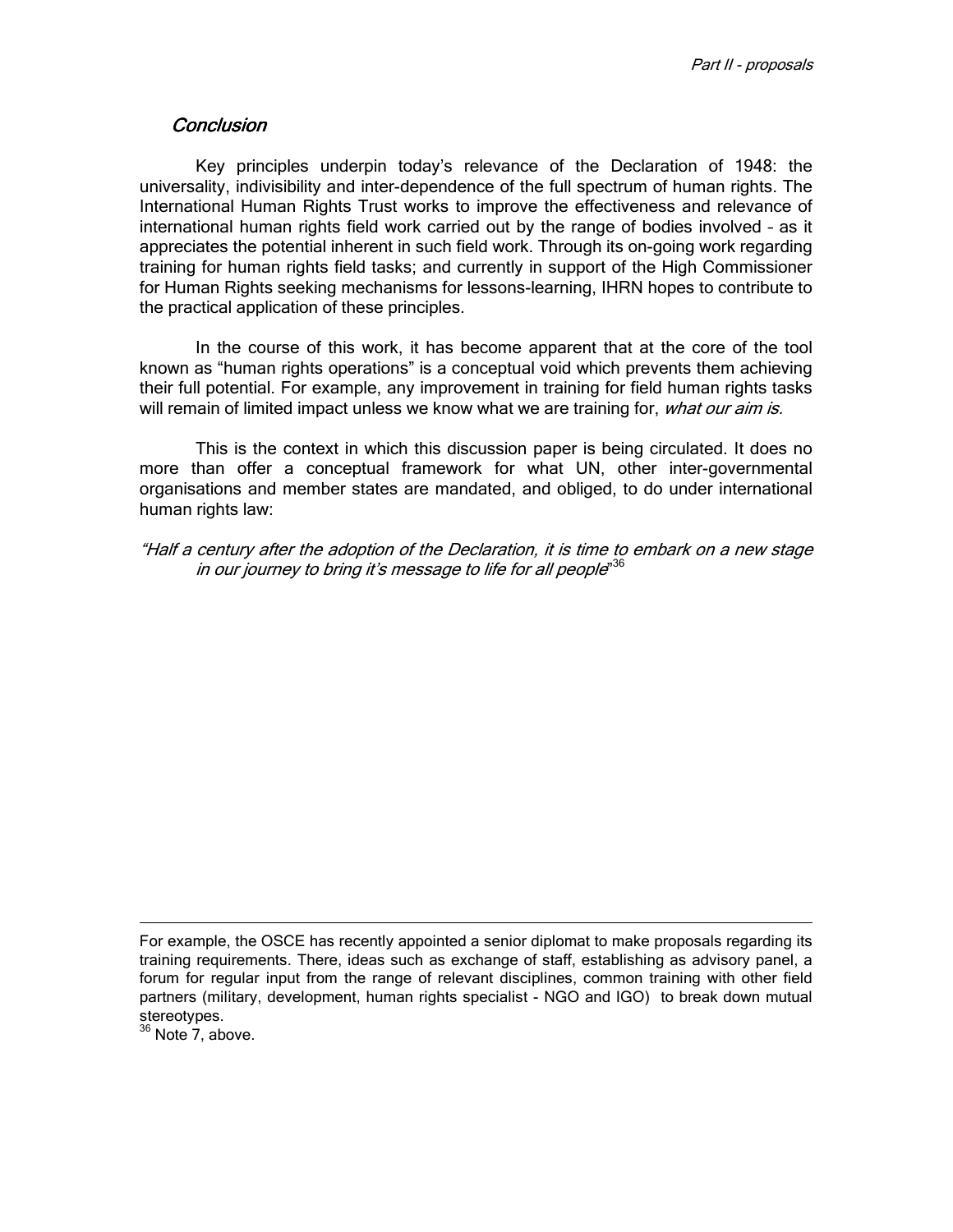## *Conclusion*

Key principles underpin today's relevance of the Declaration of 1948: the universality, indivisibility and inter-dependence of the full spectrum of human rights. The International Human Rights Trust works to improve the effectiveness and relevance of international human rights field work carried out by the range of bodies involved – as it appreciates the potential inherent in such field work. Through its on-going work regarding training for human rights field tasks; and currently in support of the High Commissioner for Human Rights seeking mechanisms for lessons-learning, IHRN hopes to contribute to the practical application of these principles.

In the course of this work, it has become apparent that at the core of the tool known as "human rights operations" is a conceptual void which prevents them achieving their full potential. For example, any improvement in training for field human rights tasks will remain of limited impact unless we know what we are training for, *what our aim is.*

This is the context in which this discussion paper is being circulated. It does no more than offer a conceptual framework for what UN, other inter-governmental organisations and member states are mandated, and obliged, to do under international human rights law:

*"Half a century after the adoption of the Declaration, it is time to embark on a new stage in our journey to bring it's message to life for all people*"[36]

---

For example, the OSCE has recently appointed a senior diplomat to make proposals regarding its training requirements. There, ideas such as exchange of staff, establishing as advisory panel, a forum for regular input from the range of relevant disciplines, common training with other field partners (military, development, human rights specialist - NGO and IGO) to break down mutual stereotypes.

[36] Note 7, above.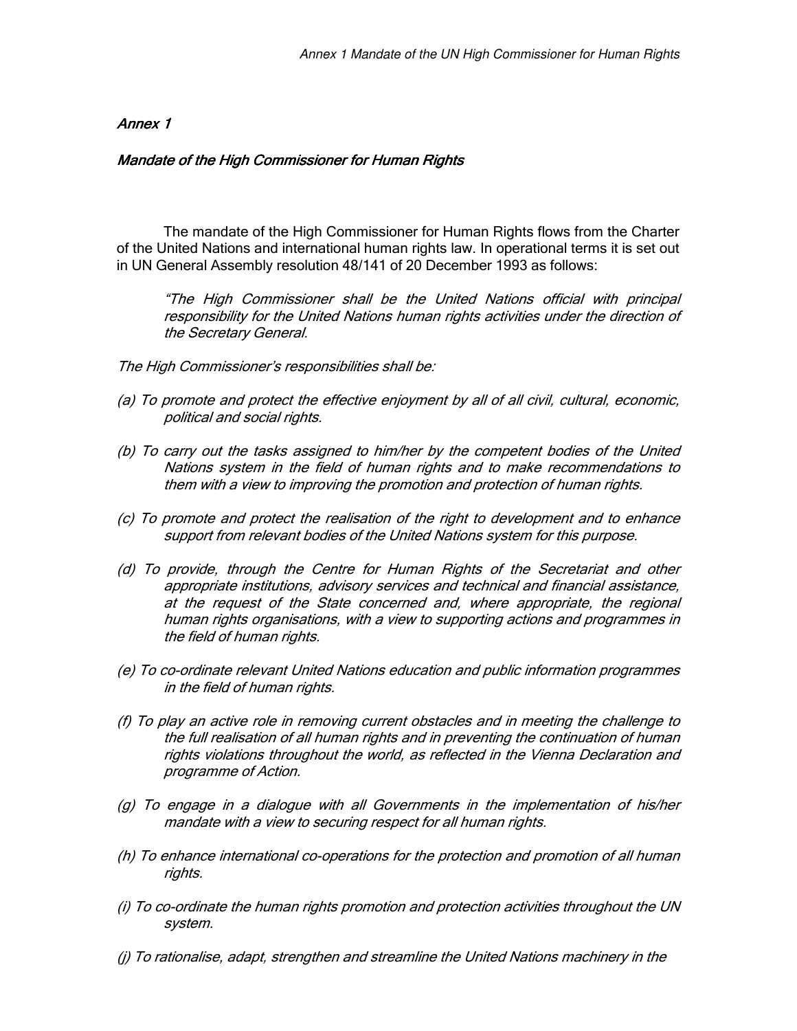*Annex 1*

*Mandate of the High Commissioner for Human Rights*

The mandate of the High Commissioner for Human Rights flows from the Charter of the United Nations and international human rights law. In operational terms it is set out in UN General Assembly resolution 48/141 of 20 December 1993 as follows:

> *"The High Commissioner shall be the United Nations official with principal responsibility for the United Nations human rights activities under the direction of the Secretary General.*

*The High Commissioner's responsibilities shall be:*

*(a) To promote and protect the effective enjoyment by all of all civil, cultural, economic, political and social rights.*

*(b) To carry out the tasks assigned to him/her by the competent bodies of the United Nations system in the field of human rights and to make recommendations to them with a view to improving the promotion and protection of human rights.*

*(c) To promote and protect the realisation of the right to development and to enhance support from relevant bodies of the United Nations system for this purpose.*

*(d) To provide, through the Centre for Human Rights of the Secretariat and other appropriate institutions, advisory services and technical and financial assistance, at the request of the State concerned and, where appropriate, the regional human rights organisations, with a view to supporting actions and programmes in the field of human rights.*

*(e) To co-ordinate relevant United Nations education and public information programmes in the field of human rights.*

*(f) To play an active role in removing current obstacles and in meeting the challenge to the full realisation of all human rights and in preventing the continuation of human rights violations throughout the world, as reflected in the Vienna Declaration and programme of Action.*

*(g) To engage in a dialogue with all Governments in the implementation of his/her mandate with a view to securing respect for all human rights.*

*(h) To enhance international co-operations for the protection and promotion of all human rights.*

*(i) To co-ordinate the human rights promotion and protection activities throughout the UN system.*

*(j) To rationalise, adapt, strengthen and streamline the United Nations machinery in the*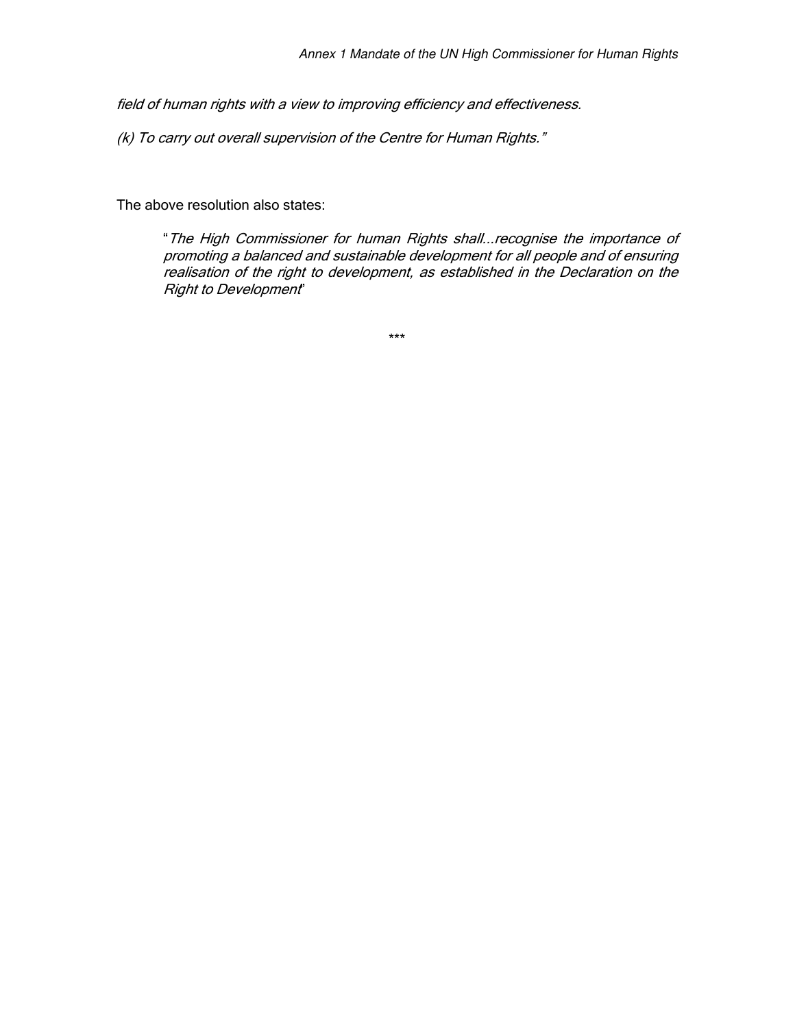*field of human rights with a view to improving efficiency and effectiveness.*

*(k) To carry out overall supervision of the Centre for Human Rights."*

The above resolution also states:

> "*The High Commissioner for human Rights shall…recognise the importance of promoting a balanced and sustainable development for all people and of ensuring realisation of the right to development, as established in the Declaration on the Right to Development*"

\*\*\*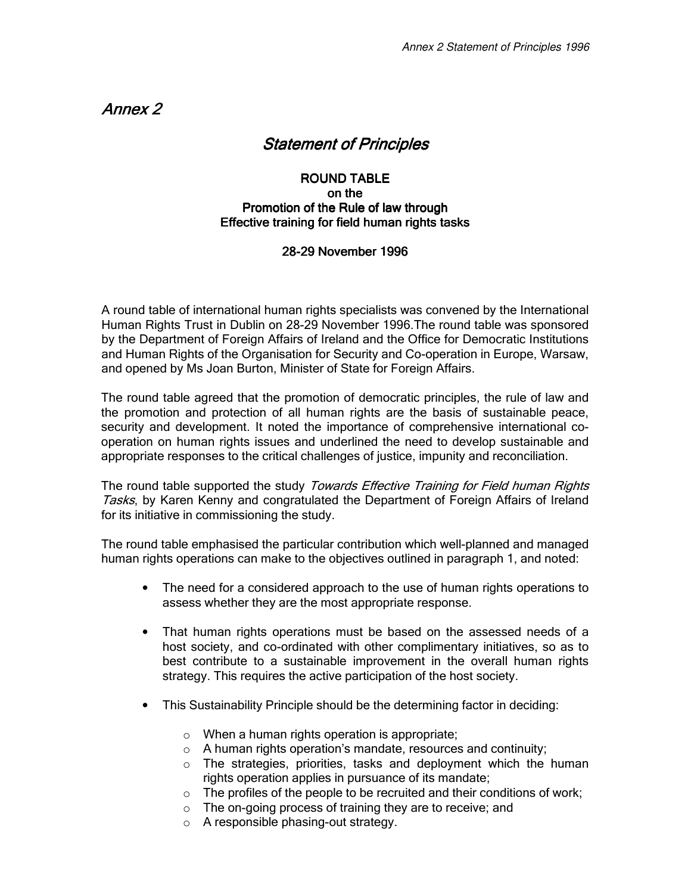# *Annex 2*

## *Statement of Principles*

**ROUND TABLE**
**on the**
**Promotion of the Rule of law through**
**Effective training for field human rights tasks**

**28-29 November 1996**

A round table of international human rights specialists was convened by the International Human Rights Trust in Dublin on 28-29 November 1996.The round table was sponsored by the Department of Foreign Affairs of Ireland and the Office for Democratic Institutions and Human Rights of the Organisation for Security and Co-operation in Europe, Warsaw, and opened by Ms Joan Burton, Minister of State for Foreign Affairs.

The round table agreed that the promotion of democratic principles, the rule of law and the promotion and protection of all human rights are the basis of sustainable peace, security and development. It noted the importance of comprehensive international co-operation on human rights issues and underlined the need to develop sustainable and appropriate responses to the critical challenges of justice, impunity and reconciliation.

The round table supported the study *Towards Effective Training for Field human Rights Tasks*, by Karen Kenny and congratulated the Department of Foreign Affairs of Ireland for its initiative in commissioning the study.

The round table emphasised the particular contribution which well-planned and managed human rights operations can make to the objectives outlined in paragraph 1, and noted:

- The need for a considered approach to the use of human rights operations to assess whether they are the most appropriate response.
- That human rights operations must be based on the assessed needs of a host society, and co-ordinated with other complimentary initiatives, so as to best contribute to a sustainable improvement in the overall human rights strategy. This requires the active participation of the host society.
- This Sustainability Principle should be the determining factor in deciding:
    - When a human rights operation is appropriate;
    - A human rights operation's mandate, resources and continuity;
    - The strategies, priorities, tasks and deployment which the human rights operation applies in pursuance of its mandate;
    - The profiles of the people to be recruited and their conditions of work;
    - The on-going process of training they are to receive; and
    - A responsible phasing-out strategy.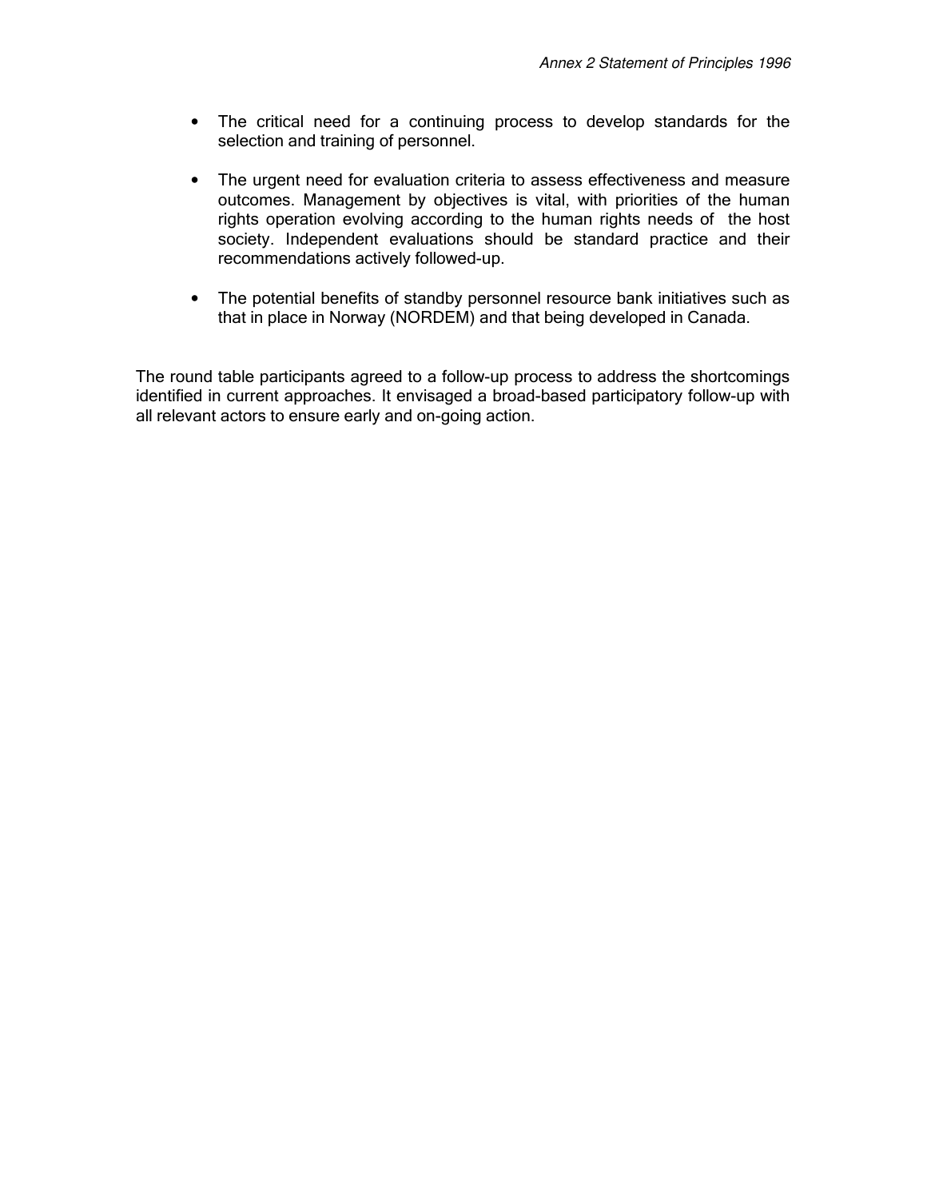- The critical need for a continuing process to develop standards for the selection and training of personnel.

- The urgent need for evaluation criteria to assess effectiveness and measure outcomes. Management by objectives is vital, with priorities of the human rights operation evolving according to the human rights needs of the host society. Independent evaluations should be standard practice and their recommendations actively followed-up.

- The potential benefits of standby personnel resource bank initiatives such as that in place in Norway (NORDEM) and that being developed in Canada.

The round table participants agreed to a follow-up process to address the shortcomings identified in current approaches. It envisaged a broad-based participatory follow-up with all relevant actors to ensure early and on-going action.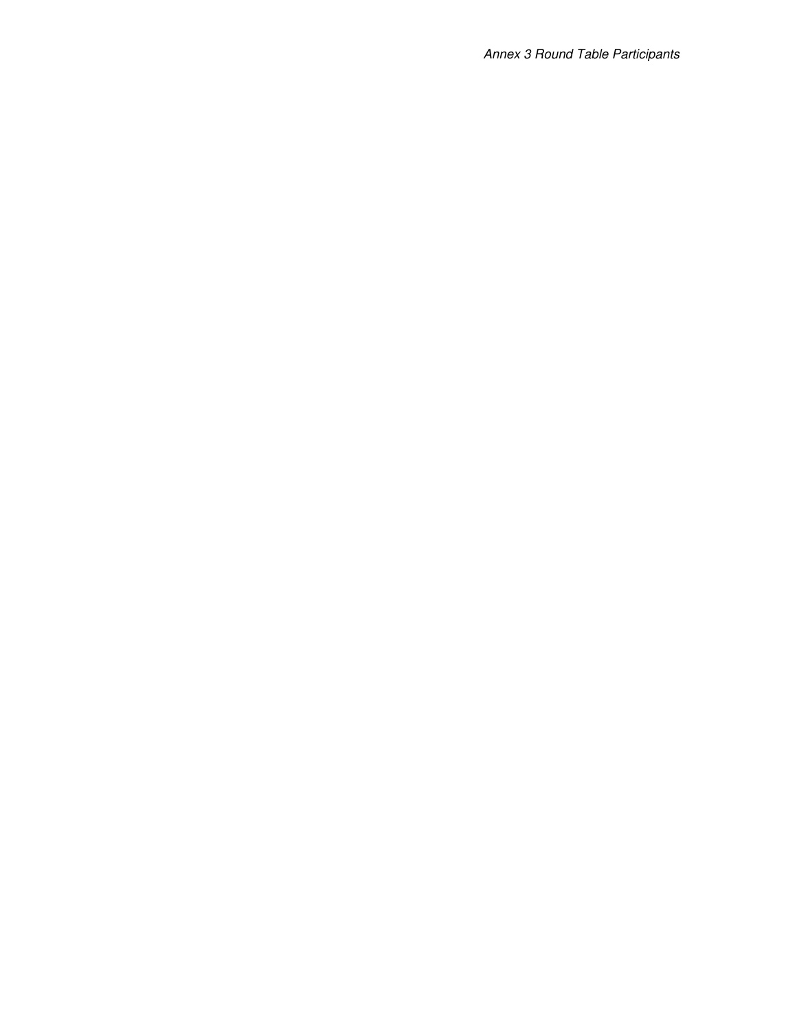*Annex 3 Round Table Participants*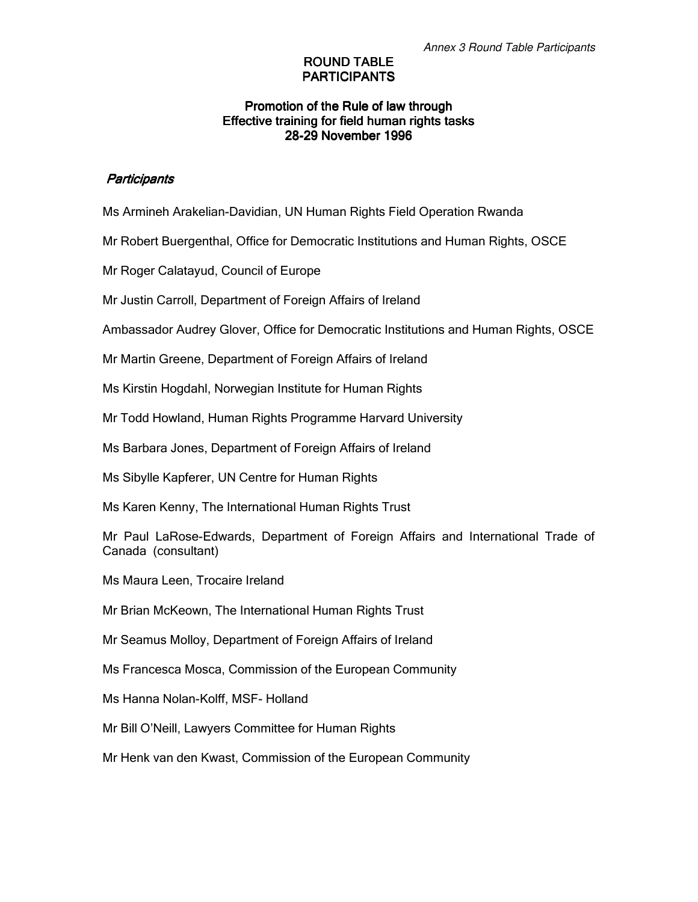## ROUND TABLE PARTICIPANTS

### Promotion of the Rule of law through Effective training for field human rights tasks 28-29 November 1996

*Participants*

Ms Armineh Arakelian-Davidian, UN Human Rights Field Operation Rwanda

Mr Robert Buergenthal, Office for Democratic Institutions and Human Rights, OSCE

Mr Roger Calatayud, Council of Europe

Mr Justin Carroll, Department of Foreign Affairs of Ireland

Ambassador Audrey Glover, Office for Democratic Institutions and Human Rights, OSCE

Mr Martin Greene, Department of Foreign Affairs of Ireland

Ms Kirstin Hogdahl, Norwegian Institute for Human Rights

Mr Todd Howland, Human Rights Programme Harvard University

Ms Barbara Jones, Department of Foreign Affairs of Ireland

Ms Sibylle Kapferer, UN Centre for Human Rights

Ms Karen Kenny, The International Human Rights Trust

Mr Paul LaRose-Edwards, Department of Foreign Affairs and International Trade of Canada (consultant)

Ms Maura Leen, Trocaire Ireland

Mr Brian McKeown, The International Human Rights Trust

Mr Seamus Molloy, Department of Foreign Affairs of Ireland

Ms Francesca Mosca, Commission of the European Community

Ms Hanna Nolan-Kolff, MSF- Holland

Mr Bill O'Neill, Lawyers Committee for Human Rights

Mr Henk van den Kwast, Commission of the European Community